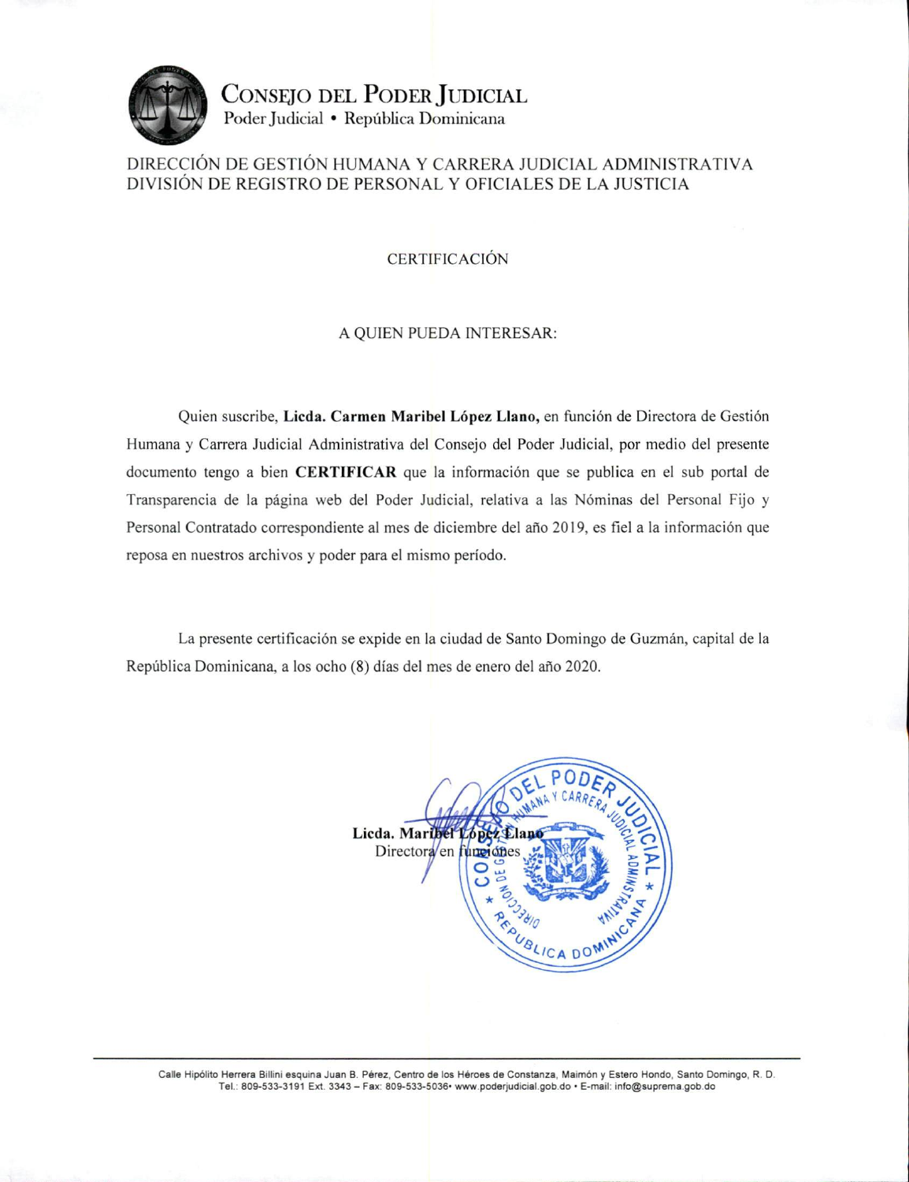# Consejo del Poder Judicial

Poder Judicial • República Dominicana

DIRECCIÓN DE GESTIÓN HUMANA Y CARRERA JUDICIAL ADMINISTRATIVA
DIVISIÓN DE REGISTRO DE PERSONAL Y OFICIALES DE LA JUSTICIA

## CERTIFICACIÓN

A QUIEN PUEDA INTERESAR:

Quien suscribe, **Licda. Carmen Maribel López Llano,** en función de Directora de Gestión Humana y Carrera Judicial Administrativa del Consejo del Poder Judicial, por medio del presente documento tengo a bien **CERTIFICAR** que la información que se publica en el sub portal de Transparencia de la página web del Poder Judicial, relativa a las Nóminas del Personal Fijo y Personal Contratado correspondiente al mes de diciembre del año 2019, es fiel a la información que reposa en nuestros archivos y poder para el mismo período.

La presente certificación se expide en la ciudad de Santo Domingo de Guzmán, capital de la República Dominicana, a los ocho (8) días del mes de enero del año 2020.

**Licda. Maribel López Llano**
Directora en funciones

Calle Hipólito Herrera Billini esquina Juan B. Pérez, Centro de los Héroes de Constanza, Maimón y Estero Hondo, Santo Domingo, R. D.
Tel.: 809-533-3191 Ext. 3343 – Fax: 809-533-5036• www.poderjudicial.gob.do • E-mail: info@suprema.gob.do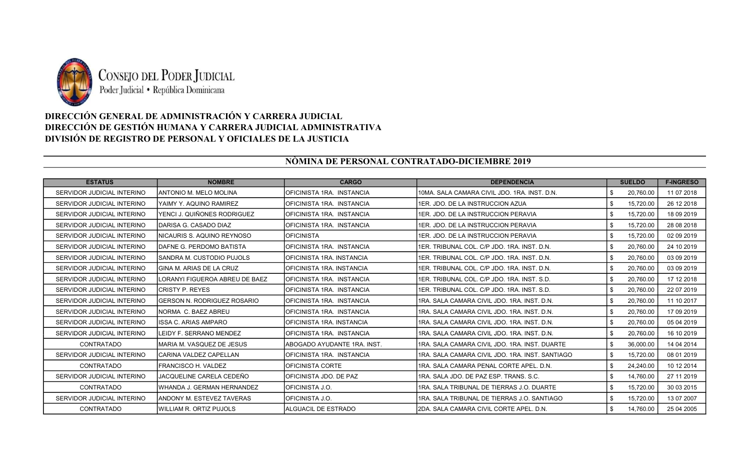CONSEJO DEL PODER JUDICIAL
Poder Judicial • República Dominicana

**DIRECCIÓN GENERAL DE ADMINISTRACIÓN Y CARRERA JUDICIAL**
**DIRECCIÓN DE GESTIÓN HUMANA Y CARRERA JUDICIAL ADMINISTRATIVA**
**DIVISIÓN DE REGISTRO DE PERSONAL Y OFICIALES DE LA JUSTICIA**

## NÒMINA DE PERSONAL CONTRATADO-DICIEMBRE 2019

| ESTATUS | NOMBRE | CARGO | DEPENDENCIA | SUELDO | F-INGRESO |
|---|---|---|---|---|---|
| SERVIDOR JUDICIAL INTERINO | ANTONIO M. MELO MOLINA | OFICINISTA 1RA. INSTANCIA | 10MA. SALA CAMARA CIVIL JDO. 1RA. INST. D.N. | $ 20,760.00 | 11 07 2018 |
| SERVIDOR JUDICIAL INTERINO | YAIMY Y. AQUINO RAMIREZ | OFICINISTA 1RA. INSTANCIA | 1ER. JDO. DE LA INSTRUCCION AZUA | $ 15,720.00 | 26 12 2018 |
| SERVIDOR JUDICIAL INTERINO | YENCI J. QUIÑONES RODRIGUEZ | OFICINISTA 1RA. INSTANCIA | 1ER. JDO. DE LA INSTRUCCION PERAVIA | $ 15,720.00 | 18 09 2019 |
| SERVIDOR JUDICIAL INTERINO | DARISA G. CASADO DIAZ | OFICINISTA 1RA. INSTANCIA | 1ER. JDO. DE LA INSTRUCCION PERAVIA | $ 15,720.00 | 28 08 2018 |
| SERVIDOR JUDICIAL INTERINO | NICAURIS S. AQUINO REYNOSO | OFICINISTA | 1ER. JDO. DE LA INSTRUCCION PERAVIA | $ 15,720.00 | 02 09 2019 |
| SERVIDOR JUDICIAL INTERINO | DAFNE G. PERDOMO BATISTA | OFICINISTA 1RA. INSTANCIA | 1ER. TRIBUNAL COL. C/P JDO. 1RA. INST. D.N. | $ 20,760.00 | 24 10 2019 |
| SERVIDOR JUDICIAL INTERINO | SANDRA M. CUSTODIO PUJOLS | OFICINISTA 1RA. INSTANCIA | 1ER. TRIBUNAL COL. C/P JDO. 1RA. INST. D.N. | $ 20,760.00 | 03 09 2019 |
| SERVIDOR JUDICIAL INTERINO | GINA M. ARIAS DE LA CRUZ | OFICINISTA 1RA. INSTANCIA | 1ER. TRIBUNAL COL. C/P JDO. 1RA. INST. D.N. | $ 20,760.00 | 03 09 2019 |
| SERVIDOR JUDICIAL INTERINO | LORANYI FIGUEROA ABREU DE BAEZ | OFICINISTA 1RA. INSTANCIA | 1ER. TRIBUNAL COL. C/P JDO. 1RA. INST. S.D. | $ 20,760.00 | 17 12 2018 |
| SERVIDOR JUDICIAL INTERINO | CRISTY P. REYES | OFICINISTA 1RA. INSTANCIA | 1ER. TRIBUNAL COL. C/P JDO. 1RA. INST. S.D. | $ 20,760.00 | 22 07 2019 |
| SERVIDOR JUDICIAL INTERINO | GERSON N. RODRIGUEZ ROSARIO | OFICINISTA 1RA. INSTANCIA | 1RA. SALA CAMARA CIVIL JDO. 1RA. INST. D.N. | $ 20,760.00 | 11 10 2017 |
| SERVIDOR JUDICIAL INTERINO | NORMA C. BAEZ ABREU | OFICINISTA 1RA. INSTANCIA | 1RA. SALA CAMARA CIVIL JDO. 1RA. INST. D.N. | $ 20,760.00 | 17 09 2019 |
| SERVIDOR JUDICIAL INTERINO | ISSA C. ARIAS AMPARO | OFICINISTA 1RA. INSTANCIA | 1RA. SALA CAMARA CIVIL JDO. 1RA. INST. D.N. | $ 20,760.00 | 05 04 2019 |
| SERVIDOR JUDICIAL INTERINO | LEIDY F. SERRANO MENDEZ | OFICINISTA 1RA. INSTANCIA | 1RA. SALA CAMARA CIVIL JDO. 1RA. INST. D.N. | $ 20,760.00 | 16 10 2019 |
| CONTRATADO | MARIA M. VASQUEZ DE JESUS | ABOGADO AYUDANTE 1RA. INST. | 1RA. SALA CAMARA CIVIL JDO. 1RA. INST. DUARTE | $ 36,000.00 | 14 04 2014 |
| SERVIDOR JUDICIAL INTERINO | CARINA VALDEZ CAPELLAN | OFICINISTA 1RA. INSTANCIA | 1RA. SALA CAMARA CIVIL JDO. 1RA. INST. SANTIAGO | $ 15,720.00 | 08 01 2019 |
| CONTRATADO | FRANCISCO H. VALDEZ | OFICINISTA CORTE | 1RA. SALA CAMARA PENAL CORTE APEL. D.N. | $ 24,240.00 | 10 12 2014 |
| SERVIDOR JUDICIAL INTERINO | JACQUELINE CARELA CEDEÑO | OFICINISTA JDO. DE PAZ | 1RA. SALA JDO. DE PAZ ESP. TRANS. S.C. | $ 14,760.00 | 27 11 2019 |
| CONTRATADO | WHANDA J. GERMAN HERNANDEZ | OFICINISTA J.O. | 1RA. SALA TRIBUNAL DE TIERRAS J.O. DUARTE | $ 15,720.00 | 30 03 2015 |
| SERVIDOR JUDICIAL INTERINO | ANDONY M. ESTEVEZ TAVERAS | OFICINISTA J.O. | 1RA. SALA TRIBUNAL DE TIERRAS J.O. SANTIAGO | $ 15,720.00 | 13 07 2007 |
| CONTRATADO | WILLIAM R. ORTIZ PUJOLS | ALGUACIL DE ESTRADO | 2DA. SALA CAMARA CIVIL CORTE APEL. D.N. | $ 14,760.00 | 25 04 2005 |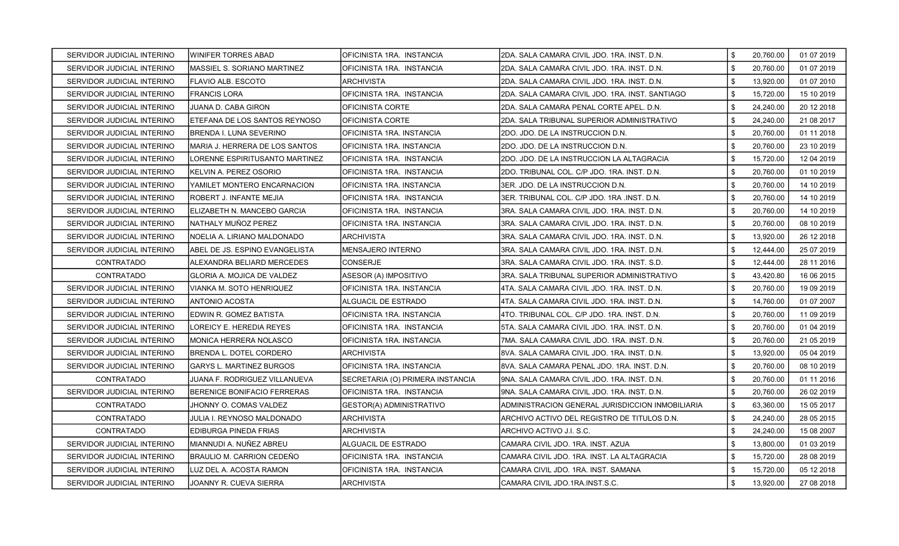| | | | | | | |
|---|---|---|---|---|---|---|
| SERVIDOR JUDICIAL INTERINO | WINIFER TORRES ABAD | OFICINISTA 1RA. INSTANCIA | 2DA. SALA CAMARA CIVIL JDO. 1RA. INST. D.N. | $ | 20,760.00 | 01 07 2019 |
| SERVIDOR JUDICIAL INTERINO | MASSIEL S. SORIANO MARTINEZ | OFICINISTA 1RA. INSTANCIA | 2DA. SALA CAMARA CIVIL JDO. 1RA. INST. D.N. | $ | 20,760.00 | 01 07 2019 |
| SERVIDOR JUDICIAL INTERINO | FLAVIO ALB. ESCOTO | ARCHIVISTA | 2DA. SALA CAMARA CIVIL JDO. 1RA. INST. D.N. | $ | 13,920.00 | 01 07 2010 |
| SERVIDOR JUDICIAL INTERINO | FRANCIS LORA | OFICINISTA 1RA. INSTANCIA | 2DA. SALA CAMARA CIVIL JDO. 1RA. INST. SANTIAGO | $ | 15,720.00 | 15 10 2019 |
| SERVIDOR JUDICIAL INTERINO | JUANA D. CABA GIRON | OFICINISTA CORTE | 2DA. SALA CAMARA PENAL CORTE APEL. D.N. | $ | 24,240.00 | 20 12 2018 |
| SERVIDOR JUDICIAL INTERINO | ETEFANA DE LOS SANTOS REYNOSO | OFICINISTA CORTE | 2DA. SALA TRIBUNAL SUPERIOR ADMINISTRATIVO | $ | 24,240.00 | 21 08 2017 |
| SERVIDOR JUDICIAL INTERINO | BRENDA I. LUNA SEVERINO | OFICINISTA 1RA. INSTANCIA | 2DO. JDO. DE LA INSTRUCCION D.N. | $ | 20,760.00 | 01 11 2018 |
| SERVIDOR JUDICIAL INTERINO | MARIA J. HERRERA DE LOS SANTOS | OFICINISTA 1RA. INSTANCIA | 2DO. JDO. DE LA INSTRUCCION D.N. | $ | 20,760.00 | 23 10 2019 |
| SERVIDOR JUDICIAL INTERINO | LORENNE ESPIRITUSANTO MARTINEZ | OFICINISTA 1RA. INSTANCIA | 2DO. JDO. DE LA INSTRUCCION LA ALTAGRACIA | $ | 15,720.00 | 12 04 2019 |
| SERVIDOR JUDICIAL INTERINO | KELVIN A. PEREZ OSORIO | OFICINISTA 1RA. INSTANCIA | 2DO. TRIBUNAL COL. C/P JDO. 1RA. INST. D.N. | $ | 20,760.00 | 01 10 2019 |
| SERVIDOR JUDICIAL INTERINO | YAMILET MONTERO ENCARNACION | OFICINISTA 1RA. INSTANCIA | 3ER. JDO. DE LA INSTRUCCION D.N. | $ | 20,760.00 | 14 10 2019 |
| SERVIDOR JUDICIAL INTERINO | ROBERT J. INFANTE MEJIA | OFICINISTA 1RA. INSTANCIA | 3ER. TRIBUNAL COL. C/P JDO. 1RA .INST. D.N. | $ | 20,760.00 | 14 10 2019 |
| SERVIDOR JUDICIAL INTERINO | ELIZABETH N. MANCEBO GARCIA | OFICINISTA 1RA. INSTANCIA | 3RA. SALA CAMARA CIVIL JDO. 1RA. INST. D.N. | $ | 20,760.00 | 14 10 2019 |
| SERVIDOR JUDICIAL INTERINO | NATHALY MUÑOZ PEREZ | OFICINISTA 1RA. INSTANCIA | 3RA. SALA CAMARA CIVIL JDO. 1RA. INST. D.N. | $ | 20,760.00 | 08 10 2019 |
| SERVIDOR JUDICIAL INTERINO | NOELIA A. LIRIANO MALDONADO | ARCHIVISTA | 3RA. SALA CAMARA CIVIL JDO. 1RA. INST. D.N. | $ | 13,920.00 | 26 12 2018 |
| SERVIDOR JUDICIAL INTERINO | ABEL DE JS. ESPINO EVANGELISTA | MENSAJERO INTERNO | 3RA. SALA CAMARA CIVIL JDO. 1RA. INST. D.N. | $ | 12,444.00 | 25 07 2019 |
| CONTRATADO | ALEXANDRA BELIARD MERCEDES | CONSERJE | 3RA. SALA CAMARA CIVIL JDO. 1RA. INST. S.D. | $ | 12,444.00 | 28 11 2016 |
| CONTRATADO | GLORIA A. MOJICA DE VALDEZ | ASESOR (A) IMPOSITIVO | 3RA. SALA TRIBUNAL SUPERIOR ADMINISTRATIVO | $ | 43,420.80 | 16 06 2015 |
| SERVIDOR JUDICIAL INTERINO | VIANKA M. SOTO HENRIQUEZ | OFICINISTA 1RA. INSTANCIA | 4TA. SALA CAMARA CIVIL JDO. 1RA. INST. D.N. | $ | 20,760.00 | 19 09 2019 |
| SERVIDOR JUDICIAL INTERINO | ANTONIO ACOSTA | ALGUACIL DE ESTRADO | 4TA. SALA CAMARA CIVIL JDO. 1RA. INST. D.N. | $ | 14,760.00 | 01 07 2007 |
| SERVIDOR JUDICIAL INTERINO | EDWIN R. GOMEZ BATISTA | OFICINISTA 1RA. INSTANCIA | 4TO. TRIBUNAL COL. C/P JDO. 1RA. INST. D.N. | $ | 20,760.00 | 11 09 2019 |
| SERVIDOR JUDICIAL INTERINO | LOREICY E. HEREDIA REYES | OFICINISTA 1RA. INSTANCIA | 5TA. SALA CAMARA CIVIL JDO. 1RA. INST. D.N. | $ | 20,760.00 | 01 04 2019 |
| SERVIDOR JUDICIAL INTERINO | MONICA HERRERA NOLASCO | OFICINISTA 1RA. INSTANCIA | 7MA. SALA CAMARA CIVIL JDO. 1RA. INST. D.N. | $ | 20,760.00 | 21 05 2019 |
| SERVIDOR JUDICIAL INTERINO | BRENDA L. DOTEL CORDERO | ARCHIVISTA | 8VA. SALA CAMARA CIVIL JDO. 1RA. INST. D.N. | $ | 13,920.00 | 05 04 2019 |
| SERVIDOR JUDICIAL INTERINO | GARYS L. MARTINEZ BURGOS | OFICINISTA 1RA. INSTANCIA | 8VA. SALA CAMARA PENAL JDO. 1RA. INST. D.N. | $ | 20,760.00 | 08 10 2019 |
| CONTRATADO | JUANA F. RODRIGUEZ VILLANUEVA | SECRETARIA (O) PRIMERA INSTANCIA | 9NA. SALA CAMARA CIVIL JDO. 1RA. INST. D.N. | $ | 20,760.00 | 01 11 2016 |
| SERVIDOR JUDICIAL INTERINO | BERENICE BONIFACIO FERRERAS | OFICINISTA 1RA. INSTANCIA | 9NA. SALA CAMARA CIVIL JDO. 1RA. INST. D.N. | $ | 20,760.00 | 26 02 2019 |
| CONTRATADO | JHONNY O. COMAS VALDEZ | GESTOR(A) ADMINISTRATIVO | ADMINISTRACION GENERAL JURISDICCION INMOBILIARIA | $ | 63,360.00 | 15 05 2017 |
| CONTRATADO | JULIA I. REYNOSO MALDONADO | ARCHIVISTA | ARCHIVO ACTIVO DEL REGISTRO DE TITULOS D.N. | $ | 24,240.00 | 28 05 2015 |
| CONTRATADO | EDIBURGA PINEDA FRIAS | ARCHIVISTA | ARCHIVO ACTIVO J.I. S.C. | $ | 24,240.00 | 15 08 2007 |
| SERVIDOR JUDICIAL INTERINO | MIANNUDI A. NUÑEZ ABREU | ALGUACIL DE ESTRADO | CAMARA CIVIL JDO. 1RA. INST. AZUA | $ | 13,800.00 | 01 03 2019 |
| SERVIDOR JUDICIAL INTERINO | BRAULIO M. CARRION CEDEÑO | OFICINISTA 1RA. INSTANCIA | CAMARA CIVIL JDO. 1RA. INST. LA ALTAGRACIA | $ | 15,720.00 | 28 08 2019 |
| SERVIDOR JUDICIAL INTERINO | LUZ DEL A. ACOSTA RAMON | OFICINISTA 1RA. INSTANCIA | CAMARA CIVIL JDO. 1RA. INST. SAMANA | $ | 15,720.00 | 05 12 2018 |
| SERVIDOR JUDICIAL INTERINO | JOANNY R. CUEVA SIERRA | ARCHIVISTA | CAMARA CIVIL JDO.1RA.INST.S.C. | $ | 13,920.00 | 27 08 2018 |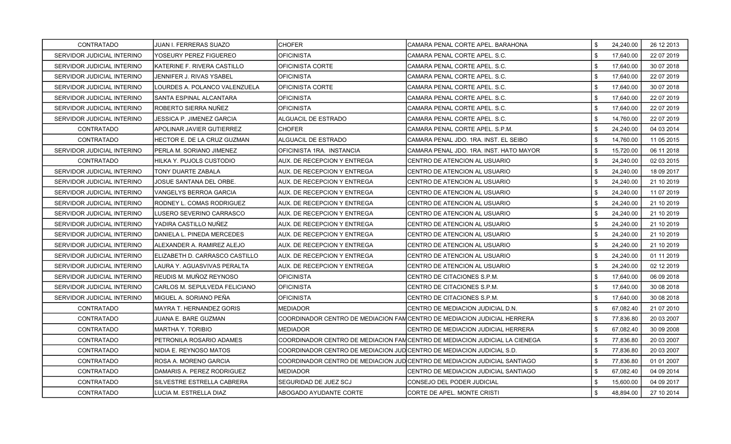| | | | | | | |
|---|---|---|---|---|---|---|
| CONTRATADO | JUAN I. FERRERAS SUAZO | CHOFER | CAMARA PENAL CORTE APEL. BARAHONA | $ | 24,240.00 | 26 12 2013 |
| SERVIDOR JUDICIAL INTERINO | YOSEURY PEREZ FIGUEREO | OFICINISTA | CAMARA PENAL CORTE APEL. S.C. | $ | 17,640.00 | 22 07 2019 |
| SERVIDOR JUDICIAL INTERINO | KATERINE F. RIVERA CASTILLO | OFICINISTA CORTE | CAMARA PENAL CORTE APEL. S.C. | $ | 17,640.00 | 30 07 2018 |
| SERVIDOR JUDICIAL INTERINO | JENNIFER J. RIVAS YSABEL | OFICINISTA | CAMARA PENAL CORTE APEL. S.C. | $ | 17,640.00 | 22 07 2019 |
| SERVIDOR JUDICIAL INTERINO | LOURDES A. POLANCO VALENZUELA | OFICINISTA CORTE | CAMARA PENAL CORTE APEL. S.C. | $ | 17,640.00 | 30 07 2018 |
| SERVIDOR JUDICIAL INTERINO | SANTA ESPINAL ALCANTARA | OFICINISTA | CAMARA PENAL CORTE APEL. S.C. | $ | 17,640.00 | 22 07 2019 |
| SERVIDOR JUDICIAL INTERINO | ROBERTO SIERRA NUÑEZ | OFICINISTA | CAMARA PENAL CORTE APEL. S.C. | $ | 17,640.00 | 22 07 2019 |
| SERVIDOR JUDICIAL INTERINO | JESSICA P. JIMENEZ GARCIA | ALGUACIL DE ESTRADO | CAMARA PENAL CORTE APEL. S.C. | $ | 14,760.00 | 22 07 2019 |
| CONTRATADO | APOLINAR JAVIER GUTIERREZ | CHOFER | CAMARA PENAL CORTE APEL. S.P.M. | $ | 24,240.00 | 04 03 2014 |
| CONTRATADO | HECTOR E. DE LA CRUZ GUZMAN | ALGUACIL DE ESTRADO | CAMARA PENAL JDO. 1RA. INST. EL SEIBO | $ | 14,760.00 | 11 05 2015 |
| SERVIDOR JUDICIAL INTERINO | PERLA M. SORIANO JIMENEZ | OFICINISTA 1RA. INSTANCIA | CAMARA PENAL JDO. 1RA. INST. HATO MAYOR | $ | 15,720.00 | 06 11 2018 |
| CONTRATADO | HILKA Y. PUJOLS CUSTODIO | AUX. DE RECEPCION Y ENTREGA | CENTRO DE ATENCION AL USUARIO | $ | 24,240.00 | 02 03 2015 |
| SERVIDOR JUDICIAL INTERINO | TONY DUARTE ZABALA | AUX. DE RECEPCION Y ENTREGA | CENTRO DE ATENCION AL USUARIO | $ | 24,240.00 | 18 09 2017 |
| SERVIDOR JUDICIAL INTERINO | JOSUE SANTANA DEL ORBE. | AUX. DE RECEPCION Y ENTREGA | CENTRO DE ATENCION AL USUARIO | $ | 24,240.00 | 21 10 2019 |
| SERVIDOR JUDICIAL INTERINO | VANGELYS BERROA GARCIA | AUX. DE RECEPCION Y ENTREGA | CENTRO DE ATENCION AL USUARIO | $ | 24,240.00 | 11 07 2019 |
| SERVIDOR JUDICIAL INTERINO | RODNEY L. COMAS RODRIGUEZ | AUX. DE RECEPCION Y ENTREGA | CENTRO DE ATENCION AL USUARIO | $ | 24,240.00 | 21 10 2019 |
| SERVIDOR JUDICIAL INTERINO | LUSERO SEVERINO CARRASCO | AUX. DE RECEPCION Y ENTREGA | CENTRO DE ATENCION AL USUARIO | $ | 24,240.00 | 21 10 2019 |
| SERVIDOR JUDICIAL INTERINO | YADIRA CASTILLO NUÑEZ | AUX. DE RECEPCION Y ENTREGA | CENTRO DE ATENCION AL USUARIO | $ | 24,240.00 | 21 10 2019 |
| SERVIDOR JUDICIAL INTERINO | DANIELA L. PINEDA MERCEDES | AUX. DE RECEPCION Y ENTREGA | CENTRO DE ATENCION AL USUARIO | $ | 24,240.00 | 21 10 2019 |
| SERVIDOR JUDICIAL INTERINO | ALEXANDER A. RAMIREZ ALEJO | AUX. DE RECEPCION Y ENTREGA | CENTRO DE ATENCION AL USUARIO | $ | 24,240.00 | 21 10 2019 |
| SERVIDOR JUDICIAL INTERINO | ELIZABETH D. CARRASCO CASTILLO | AUX. DE RECEPCION Y ENTREGA | CENTRO DE ATENCION AL USUARIO | $ | 24,240.00 | 01 11 2019 |
| SERVIDOR JUDICIAL INTERINO | LAURA Y. AGUASVIVAS PERALTA | AUX. DE RECEPCION Y ENTREGA | CENTRO DE ATENCION AL USUARIO | $ | 24,240.00 | 02 12 2019 |
| SERVIDOR JUDICIAL INTERINO | REUDIS M. MUÑOZ REYNOSO | OFICINISTA | CENTRO DE CITACIONES S.P.M. | $ | 17,640.00 | 06 09 2018 |
| SERVIDOR JUDICIAL INTERINO | CARLOS M. SEPULVEDA FELICIANO | OFICINISTA | CENTRO DE CITACIONES S.P.M. | $ | 17,640.00 | 30 08 2018 |
| SERVIDOR JUDICIAL INTERINO | MIGUEL A. SORIANO PEÑA | OFICINISTA | CENTRO DE CITACIONES S.P.M. | $ | 17,640.00 | 30 08 2018 |
| CONTRATADO | MAYRA T. HERNANDEZ GORIS | MEDIADOR | CENTRO DE MEDIACION JUDICIAL D.N. | $ | 67,082.40 | 21 07 2010 |
| CONTRATADO | JUANA E. BARE GUZMAN | COORDINADOR CENTRO DE MEDIACION FAM | CENTRO DE MEDIACION JUDICIAL HERRERA | $ | 77,836.80 | 20 03 2007 |
| CONTRATADO | MARTHA Y. TORIBIO | MEDIADOR | CENTRO DE MEDIACION JUDICIAL HERRERA | $ | 67,082.40 | 30 09 2008 |
| CONTRATADO | PETRONILA ROSARIO ADAMES | COORDINADOR CENTRO DE MEDIACION FAM | CENTRO DE MEDIACION JUDICIAL LA CIENEGA | $ | 77,836.80 | 20 03 2007 |
| CONTRATADO | NIDIA E. REYNOSO MATOS | COORDINADOR CENTRO DE MEDIACION JUD | CENTRO DE MEDIACION JUDICIAL S.D. | $ | 77,836.80 | 20 03 2007 |
| CONTRATADO | ROSA A. MORENO GARCIA | COORDINADOR CENTRO DE MEDIACION JUD | CENTRO DE MEDIACION JUDICIAL SANTIAGO | $ | 77,836.80 | 01 01 2007 |
| CONTRATADO | DAMARIS A. PEREZ RODRIGUEZ | MEDIADOR | CENTRO DE MEDIACION JUDICIAL SANTIAGO | $ | 67,082.40 | 04 09 2014 |
| CONTRATADO | SILVESTRE ESTRELLA CABRERA | SEGURIDAD DE JUEZ SCJ | CONSEJO DEL PODER JUDICIAL | $ | 15,600.00 | 04 09 2017 |
| CONTRATADO | LUCIA M. ESTRELLA DIAZ | ABOGADO AYUDANTE CORTE | CORTE DE APEL. MONTE CRISTI | $ | 48,894.00 | 27 10 2014 |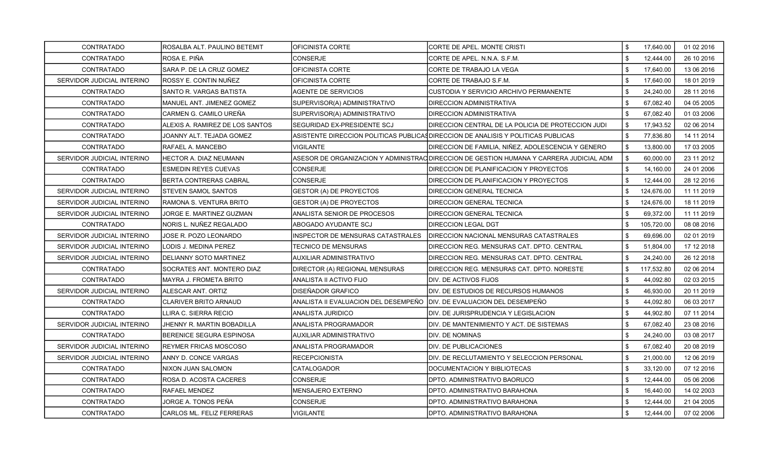| | | | | | | |
|---|---|---|---|---|---|---|
| CONTRATADO | ROSALBA ALT. PAULINO BETEMIT | OFICINISTA CORTE | CORTE DE APEL. MONTE CRISTI | $ | 17,640.00 | 01 02 2016 |
| CONTRATADO | ROSA E. PIÑA | CONSERJE | CORTE DE APEL. N.N.A. S.F.M. | $ | 12,444.00 | 26 10 2016 |
| CONTRATADO | SARA P. DE LA CRUZ GOMEZ | OFICINISTA CORTE | CORTE DE TRABAJO LA VEGA | $ | 17,640.00 | 13 06 2016 |
| SERVIDOR JUDICIAL INTERINO | ROSSY E. CONTIN NUÑEZ | OFICINISTA CORTE | CORTE DE TRABAJO S.F.M. | $ | 17,640.00 | 18 01 2019 |
| CONTRATADO | SANTO R. VARGAS BATISTA | AGENTE DE SERVICIOS | CUSTODIA Y SERVICIO ARCHIVO PERMANENTE | $ | 24,240.00 | 28 11 2016 |
| CONTRATADO | MANUEL ANT. JIMENEZ GOMEZ | SUPERVISOR(A) ADMINISTRATIVO | DIRECCION ADMINISTRATIVA | $ | 67,082.40 | 04 05 2005 |
| CONTRATADO | CARMEN G. CAMILO UREÑA | SUPERVISOR(A) ADMINISTRATIVO | DIRECCION ADMINISTRATIVA | $ | 67,082.40 | 01 03 2006 |
| CONTRATADO | ALEXIS A. RAMIREZ DE LOS SANTOS | SEGURIDAD EX-PRESIDENTE SCJ | DIRECCION CENTRAL DE LA POLICIA DE PROTECCION JUDI | $ | 17,943.52 | 02 06 2014 |
| CONTRATADO | JOANNY ALT. TEJADA GOMEZ | ASISTENTE DIRECCION POLITICAS PUBLICAS | DIRECCION DE ANALISIS Y POLITICAS PUBLICAS | $ | 77,836.80 | 14 11 2014 |
| CONTRATADO | RAFAEL A. MANCEBO | VIGILANTE | DIRECCION DE FAMILIA, NIÑEZ, ADOLESCENCIA Y GENERO | $ | 13,800.00 | 17 03 2005 |
| SERVIDOR JUDICIAL INTERINO | HECTOR A. DIAZ NEUMANN | ASESOR DE ORGANIZACION Y ADMINISTRAC | DIRECCION DE GESTION HUMANA Y CARRERA JUDICIAL ADM | $ | 60,000.00 | 23 11 2012 |
| CONTRATADO | ESMEDIN REYES CUEVAS | CONSERJE | DIRECCION DE PLANIFICACION Y PROYECTOS | $ | 14,160.00 | 24 01 2006 |
| CONTRATADO | BERTA CONTRERAS CABRAL | CONSERJE | DIRECCION DE PLANIFICACION Y PROYECTOS | $ | 12,444.00 | 28 12 2016 |
| SERVIDOR JUDICIAL INTERINO | STEVEN SAMOL SANTOS | GESTOR (A) DE PROYECTOS | DIRECCION GENERAL TECNICA | $ | 124,676.00 | 11 11 2019 |
| SERVIDOR JUDICIAL INTERINO | RAMONA S. VENTURA BRITO | GESTOR (A) DE PROYECTOS | DIRECCION GENERAL TECNICA | $ | 124,676.00 | 18 11 2019 |
| SERVIDOR JUDICIAL INTERINO | JORGE E. MARTINEZ GUZMAN | ANALISTA SENIOR DE PROCESOS | DIRECCION GENERAL TECNICA | $ | 69,372.00 | 11 11 2019 |
| CONTRATADO | NORIS L. NUÑEZ REGALADO | ABOGADO AYUDANTE SCJ | DIRECCION LEGAL DGT | $ | 105,720.00 | 08 08 2016 |
| SERVIDOR JUDICIAL INTERINO | JOSE R. POZO LEONARDO | INSPECTOR DE MENSURAS CATASTRALES | DIRECCION NACIONAL MENSURAS CATASTRALES | $ | 69,696.00 | 02 01 2019 |
| SERVIDOR JUDICIAL INTERINO | LODIS J. MEDINA PEREZ | TECNICO DE MENSURAS | DIRECCION REG. MENSURAS CAT. DPTO. CENTRAL | $ | 51,804.00 | 17 12 2018 |
| SERVIDOR JUDICIAL INTERINO | DELIANNY SOTO MARTINEZ | AUXILIAR ADMINISTRATIVO | DIRECCION REG. MENSURAS CAT. DPTO. CENTRAL | $ | 24,240.00 | 26 12 2018 |
| CONTRATADO | SOCRATES ANT. MONTERO DIAZ | DIRECTOR (A) REGIONAL MENSURAS | DIRECCION REG. MENSURAS CAT. DPTO. NORESTE | $ | 117,532.80 | 02 06 2014 |
| CONTRATADO | MAYRA J. FROMETA BRITO | ANALISTA II ACTIVO FIJO | DIV. DE ACTIVOS FIJOS | $ | 44,092.80 | 02 03 2015 |
| SERVIDOR JUDICIAL INTERINO | ALESCAR ANT. ORTIZ | DISEÑADOR GRAFICO | DIV. DE ESTUDIOS DE RECURSOS HUMANOS | $ | 46,930.00 | 20 11 2019 |
| CONTRATADO | CLARIVER BRITO ARNAUD | ANALISTA II EVALUACION DEL DESEMPEÑO | DIV. DE EVALUACION DEL DESEMPEÑO | $ | 44,092.80 | 06 03 2017 |
| CONTRATADO | LLIRA C. SIERRA RECIO | ANALISTA JURIDICO | DIV. DE JURISPRUDENCIA Y LEGISLACION | $ | 44,902.80 | 07 11 2014 |
| SERVIDOR JUDICIAL INTERINO | JHENNY R. MARTIN BOBADILLA | ANALISTA PROGRAMADOR | DIV. DE MANTENIMIENTO Y ACT. DE SISTEMAS | $ | 67,082.40 | 23 08 2016 |
| CONTRATADO | BERENICE SEGURA ESPINOSA | AUXILIAR ADMINISTRATIVO | DIV. DE NOMINAS | $ | 24,240.00 | 03 08 2017 |
| SERVIDOR JUDICIAL INTERINO | REYMER FRICAS MOSCOSO | ANALISTA PROGRAMADOR | DIV. DE PUBLICACIONES | $ | 67,082.40 | 20 08 2019 |
| SERVIDOR JUDICIAL INTERINO | ANNY D. CONCE VARGAS | RECEPCIONISTA | DIV. DE RECLUTAMIENTO Y SELECCION PERSONAL | $ | 21,000.00 | 12 06 2019 |
| CONTRATADO | NIXON JUAN SALOMON | CATALOGADOR | DOCUMENTACION Y BIBLIOTECAS | $ | 33,120.00 | 07 12 2016 |
| CONTRATADO | ROSA D. ACOSTA CACERES | CONSERJE | DPTO. ADMINISTRATIVO BAORUCO | $ | 12,444.00 | 05 06 2006 |
| CONTRATADO | RAFAEL MENDEZ | MENSAJERO EXTERNO | DPTO. ADMINISTRATIVO BARAHONA | $ | 16,440.00 | 14 02 2003 |
| CONTRATADO | JORGE A. TONOS PEÑA | CONSERJE | DPTO. ADMINISTRATIVO BARAHONA | $ | 12,444.00 | 21 04 2005 |
| CONTRATADO | CARLOS ML. FELIZ FERRERAS | VIGILANTE | DPTO. ADMINISTRATIVO BARAHONA | $ | 12,444.00 | 07 02 2006 |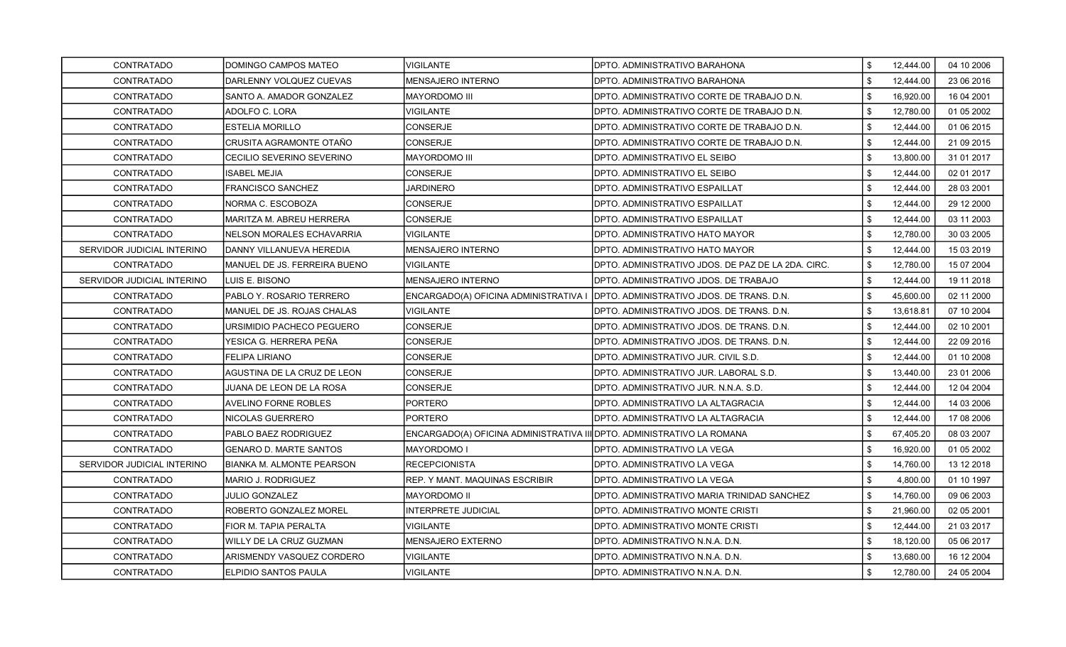| | | | | | | |
|---|---|---|---|---|---|---|
| CONTRATADO | DOMINGO CAMPOS MATEO | VIGILANTE | DPTO. ADMINISTRATIVO BARAHONA | $ | 12,444.00 | 04 10 2006 |
| CONTRATADO | DARLENNY VOLQUEZ CUEVAS | MENSAJERO INTERNO | DPTO. ADMINISTRATIVO BARAHONA | $ | 12,444.00 | 23 06 2016 |
| CONTRATADO | SANTO A. AMADOR GONZALEZ | MAYORDOMO III | DPTO. ADMINISTRATIVO CORTE DE TRABAJO D.N. | $ | 16,920.00 | 16 04 2001 |
| CONTRATADO | ADOLFO C. LORA | VIGILANTE | DPTO. ADMINISTRATIVO CORTE DE TRABAJO D.N. | $ | 12,780.00 | 01 05 2002 |
| CONTRATADO | ESTELIA MORILLO | CONSERJE | DPTO. ADMINISTRATIVO CORTE DE TRABAJO D.N. | $ | 12,444.00 | 01 06 2015 |
| CONTRATADO | CRUSITA AGRAMONTE OTAÑO | CONSERJE | DPTO. ADMINISTRATIVO CORTE DE TRABAJO D.N. | $ | 12,444.00 | 21 09 2015 |
| CONTRATADO | CECILIO SEVERINO SEVERINO | MAYORDOMO III | DPTO. ADMINISTRATIVO EL SEIBO | $ | 13,800.00 | 31 01 2017 |
| CONTRATADO | ISABEL MEJIA | CONSERJE | DPTO. ADMINISTRATIVO EL SEIBO | $ | 12,444.00 | 02 01 2017 |
| CONTRATADO | FRANCISCO SANCHEZ | JARDINERO | DPTO. ADMINISTRATIVO ESPAILLAT | $ | 12,444.00 | 28 03 2001 |
| CONTRATADO | NORMA C. ESCOBOZA | CONSERJE | DPTO. ADMINISTRATIVO ESPAILLAT | $ | 12,444.00 | 29 12 2000 |
| CONTRATADO | MARITZA M. ABREU HERRERA | CONSERJE | DPTO. ADMINISTRATIVO ESPAILLAT | $ | 12,444.00 | 03 11 2003 |
| CONTRATADO | NELSON MORALES ECHAVARRIA | VIGILANTE | DPTO. ADMINISTRATIVO HATO MAYOR | $ | 12,780.00 | 30 03 2005 |
| SERVIDOR JUDICIAL INTERINO | DANNY VILLANUEVA HEREDIA | MENSAJERO INTERNO | DPTO. ADMINISTRATIVO HATO MAYOR | $ | 12,444.00 | 15 03 2019 |
| CONTRATADO | MANUEL DE JS. FERREIRA BUENO | VIGILANTE | DPTO. ADMINISTRATIVO JDOS. DE PAZ DE LA 2DA. CIRC. | $ | 12,780.00 | 15 07 2004 |
| SERVIDOR JUDICIAL INTERINO | LUIS E. BISONO | MENSAJERO INTERNO | DPTO. ADMINISTRATIVO JDOS. DE TRABAJO | $ | 12,444.00 | 19 11 2018 |
| CONTRATADO | PABLO Y. ROSARIO TERRERO | ENCARGADO(A) OFICINA ADMINISTRATIVA I | DPTO. ADMINISTRATIVO JDOS. DE TRANS. D.N. | $ | 45,600.00 | 02 11 2000 |
| CONTRATADO | MANUEL DE JS. ROJAS CHALAS | VIGILANTE | DPTO. ADMINISTRATIVO JDOS. DE TRANS. D.N. | $ | 13,618.81 | 07 10 2004 |
| CONTRATADO | URSIMIDIO PACHECO PEGUERO | CONSERJE | DPTO. ADMINISTRATIVO JDOS. DE TRANS. D.N. | $ | 12,444.00 | 02 10 2001 |
| CONTRATADO | YESICA G. HERRERA PEÑA | CONSERJE | DPTO. ADMINISTRATIVO JDOS. DE TRANS. D.N. | $ | 12,444.00 | 22 09 2016 |
| CONTRATADO | FELIPA LIRIANO | CONSERJE | DPTO. ADMINISTRATIVO JUR. CIVIL S.D. | $ | 12,444.00 | 01 10 2008 |
| CONTRATADO | AGUSTINA DE LA CRUZ DE LEON | CONSERJE | DPTO. ADMINISTRATIVO JUR. LABORAL S.D. | $ | 13,440.00 | 23 01 2006 |
| CONTRATADO | JUANA DE LEON DE LA ROSA | CONSERJE | DPTO. ADMINISTRATIVO JUR. N.N.A. S.D. | $ | 12,444.00 | 12 04 2004 |
| CONTRATADO | AVELINO FORNE ROBLES | PORTERO | DPTO. ADMINISTRATIVO LA ALTAGRACIA | $ | 12,444.00 | 14 03 2006 |
| CONTRATADO | NICOLAS GUERRERO | PORTERO | DPTO. ADMINISTRATIVO LA ALTAGRACIA | $ | 12,444.00 | 17 08 2006 |
| CONTRATADO | PABLO BAEZ RODRIGUEZ | ENCARGADO(A) OFICINA ADMINISTRATIVA III | DPTO. ADMINISTRATIVO LA ROMANA | $ | 67,405.20 | 08 03 2007 |
| CONTRATADO | GENARO D. MARTE SANTOS | MAYORDOMO I | DPTO. ADMINISTRATIVO LA VEGA | $ | 16,920.00 | 01 05 2002 |
| SERVIDOR JUDICIAL INTERINO | BIANKA M. ALMONTE PEARSON | RECEPCIONISTA | DPTO. ADMINISTRATIVO LA VEGA | $ | 14,760.00 | 13 12 2018 |
| CONTRATADO | MARIO J. RODRIGUEZ | REP. Y MANT. MAQUINAS ESCRIBIR | DPTO. ADMINISTRATIVO LA VEGA | $ | 4,800.00 | 01 10 1997 |
| CONTRATADO | JULIO GONZALEZ | MAYORDOMO II | DPTO. ADMINISTRATIVO MARIA TRINIDAD SANCHEZ | $ | 14,760.00 | 09 06 2003 |
| CONTRATADO | ROBERTO GONZALEZ MOREL | INTERPRETE JUDICIAL | DPTO. ADMINISTRATIVO MONTE CRISTI | $ | 21,960.00 | 02 05 2001 |
| CONTRATADO | FIOR M. TAPIA PERALTA | VIGILANTE | DPTO. ADMINISTRATIVO MONTE CRISTI | $ | 12,444.00 | 21 03 2017 |
| CONTRATADO | WILLY DE LA CRUZ GUZMAN | MENSAJERO EXTERNO | DPTO. ADMINISTRATIVO N.N.A. D.N. | $ | 18,120.00 | 05 06 2017 |
| CONTRATADO | ARISMENDY VASQUEZ CORDERO | VIGILANTE | DPTO. ADMINISTRATIVO N.N.A. D.N. | $ | 13,680.00 | 16 12 2004 |
| CONTRATADO | ELPIDIO SANTOS PAULA | VIGILANTE | DPTO. ADMINISTRATIVO N.N.A. D.N. | $ | 12,780.00 | 24 05 2004 |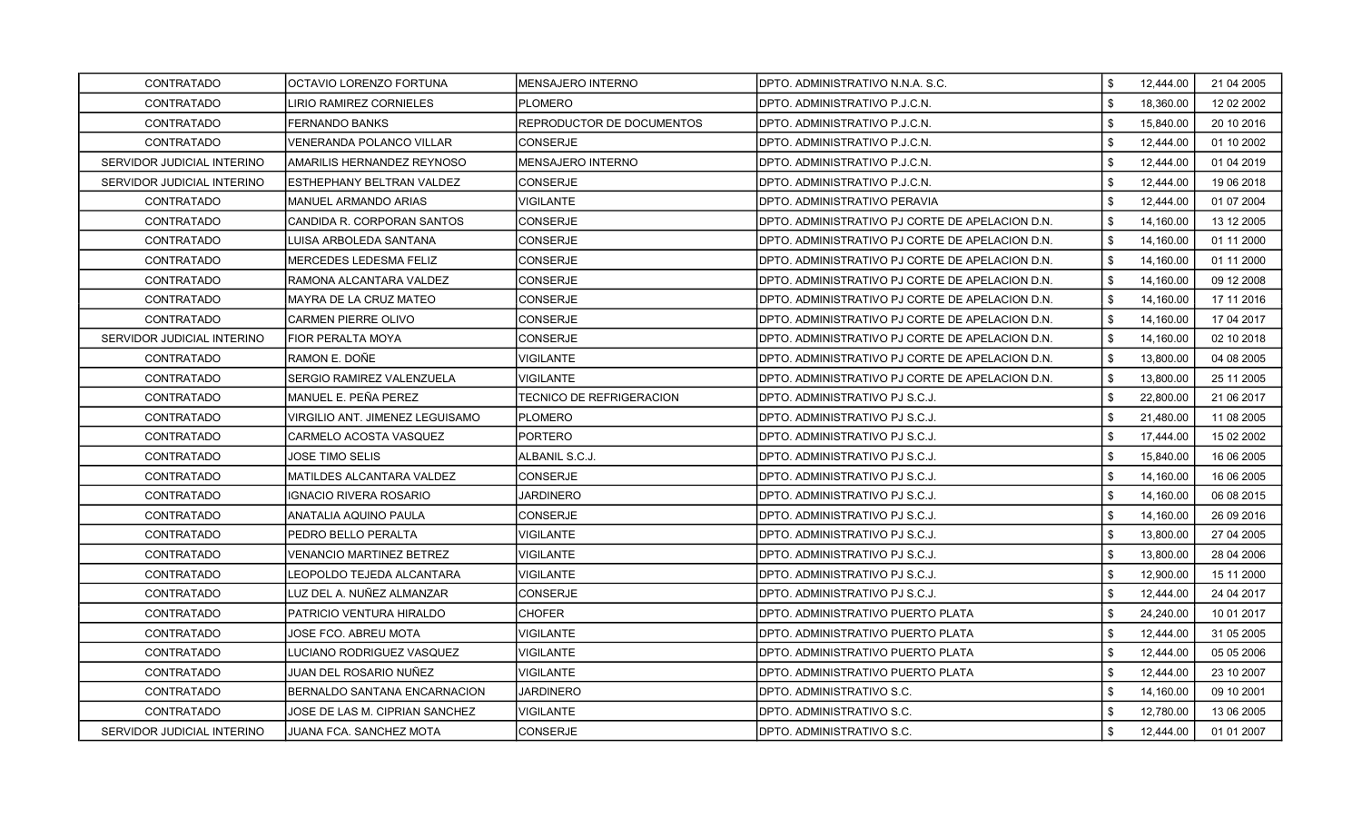| | | | | | | |
|---|---|---|---|---|---|---|
| CONTRATADO | OCTAVIO LORENZO FORTUNA | MENSAJERO INTERNO | DPTO. ADMINISTRATIVO N.N.A. S.C. | $ | 12,444.00 | 21 04 2005 |
| CONTRATADO | LIRIO RAMIREZ CORNIELES | PLOMERO | DPTO. ADMINISTRATIVO P.J.C.N. | $ | 18,360.00 | 12 02 2002 |
| CONTRATADO | FERNANDO BANKS | REPRODUCTOR DE DOCUMENTOS | DPTO. ADMINISTRATIVO P.J.C.N. | $ | 15,840.00 | 20 10 2016 |
| CONTRATADO | VENERANDA POLANCO VILLAR | CONSERJE | DPTO. ADMINISTRATIVO P.J.C.N. | $ | 12,444.00 | 01 10 2002 |
| SERVIDOR JUDICIAL INTERINO | AMARILIS HERNANDEZ REYNOSO | MENSAJERO INTERNO | DPTO. ADMINISTRATIVO P.J.C.N. | $ | 12,444.00 | 01 04 2019 |
| SERVIDOR JUDICIAL INTERINO | ESTHEPHANY BELTRAN VALDEZ | CONSERJE | DPTO. ADMINISTRATIVO P.J.C.N. | $ | 12,444.00 | 19 06 2018 |
| CONTRATADO | MANUEL ARMANDO ARIAS | VIGILANTE | DPTO. ADMINISTRATIVO PERAVIA | $ | 12,444.00 | 01 07 2004 |
| CONTRATADO | CANDIDA R. CORPORAN SANTOS | CONSERJE | DPTO. ADMINISTRATIVO PJ CORTE DE APELACION D.N. | $ | 14,160.00 | 13 12 2005 |
| CONTRATADO | LUISA ARBOLEDA SANTANA | CONSERJE | DPTO. ADMINISTRATIVO PJ CORTE DE APELACION D.N. | $ | 14,160.00 | 01 11 2000 |
| CONTRATADO | MERCEDES LEDESMA FELIZ | CONSERJE | DPTO. ADMINISTRATIVO PJ CORTE DE APELACION D.N. | $ | 14,160.00 | 01 11 2000 |
| CONTRATADO | RAMONA ALCANTARA VALDEZ | CONSERJE | DPTO. ADMINISTRATIVO PJ CORTE DE APELACION D.N. | $ | 14,160.00 | 09 12 2008 |
| CONTRATADO | MAYRA DE LA CRUZ MATEO | CONSERJE | DPTO. ADMINISTRATIVO PJ CORTE DE APELACION D.N. | $ | 14,160.00 | 17 11 2016 |
| CONTRATADO | CARMEN PIERRE OLIVO | CONSERJE | DPTO. ADMINISTRATIVO PJ CORTE DE APELACION D.N. | $ | 14,160.00 | 17 04 2017 |
| SERVIDOR JUDICIAL INTERINO | FIOR PERALTA MOYA | CONSERJE | DPTO. ADMINISTRATIVO PJ CORTE DE APELACION D.N. | $ | 14,160.00 | 02 10 2018 |
| CONTRATADO | RAMON E. DOÑE | VIGILANTE | DPTO. ADMINISTRATIVO PJ CORTE DE APELACION D.N. | $ | 13,800.00 | 04 08 2005 |
| CONTRATADO | SERGIO RAMIREZ VALENZUELA | VIGILANTE | DPTO. ADMINISTRATIVO PJ CORTE DE APELACION D.N. | $ | 13,800.00 | 25 11 2005 |
| CONTRATADO | MANUEL E. PEÑA PEREZ | TECNICO DE REFRIGERACION | DPTO. ADMINISTRATIVO PJ S.C.J. | $ | 22,800.00 | 21 06 2017 |
| CONTRATADO | VIRGILIO ANT. JIMENEZ LEGUISAMO | PLOMERO | DPTO. ADMINISTRATIVO PJ S.C.J. | $ | 21,480.00 | 11 08 2005 |
| CONTRATADO | CARMELO ACOSTA VASQUEZ | PORTERO | DPTO. ADMINISTRATIVO PJ S.C.J. | $ | 17,444.00 | 15 02 2002 |
| CONTRATADO | JOSE TIMO SELIS | ALBANIL S.C.J. | DPTO. ADMINISTRATIVO PJ S.C.J. | $ | 15,840.00 | 16 06 2005 |
| CONTRATADO | MATILDES ALCANTARA VALDEZ | CONSERJE | DPTO. ADMINISTRATIVO PJ S.C.J. | $ | 14,160.00 | 16 06 2005 |
| CONTRATADO | IGNACIO RIVERA ROSARIO | JARDINERO | DPTO. ADMINISTRATIVO PJ S.C.J. | $ | 14,160.00 | 06 08 2015 |
| CONTRATADO | ANATALIA AQUINO PAULA | CONSERJE | DPTO. ADMINISTRATIVO PJ S.C.J. | $ | 14,160.00 | 26 09 2016 |
| CONTRATADO | PEDRO BELLO PERALTA | VIGILANTE | DPTO. ADMINISTRATIVO PJ S.C.J. | $ | 13,800.00 | 27 04 2005 |
| CONTRATADO | VENANCIO MARTINEZ BETREZ | VIGILANTE | DPTO. ADMINISTRATIVO PJ S.C.J. | $ | 13,800.00 | 28 04 2006 |
| CONTRATADO | LEOPOLDO TEJEDA ALCANTARA | VIGILANTE | DPTO. ADMINISTRATIVO PJ S.C.J. | $ | 12,900.00 | 15 11 2000 |
| CONTRATADO | LUZ DEL A. NUÑEZ ALMANZAR | CONSERJE | DPTO. ADMINISTRATIVO PJ S.C.J. | $ | 12,444.00 | 24 04 2017 |
| CONTRATADO | PATRICIO VENTURA HIRALDO | CHOFER | DPTO. ADMINISTRATIVO PUERTO PLATA | $ | 24,240.00 | 10 01 2017 |
| CONTRATADO | JOSE FCO. ABREU MOTA | VIGILANTE | DPTO. ADMINISTRATIVO PUERTO PLATA | $ | 12,444.00 | 31 05 2005 |
| CONTRATADO | LUCIANO RODRIGUEZ VASQUEZ | VIGILANTE | DPTO. ADMINISTRATIVO PUERTO PLATA | $ | 12,444.00 | 05 05 2006 |
| CONTRATADO | JUAN DEL ROSARIO NUÑEZ | VIGILANTE | DPTO. ADMINISTRATIVO PUERTO PLATA | $ | 12,444.00 | 23 10 2007 |
| CONTRATADO | BERNALDO SANTANA ENCARNACION | JARDINERO | DPTO. ADMINISTRATIVO S.C. | $ | 14,160.00 | 09 10 2001 |
| CONTRATADO | JOSE DE LAS M. CIPRIAN SANCHEZ | VIGILANTE | DPTO. ADMINISTRATIVO S.C. | $ | 12,780.00 | 13 06 2005 |
| SERVIDOR JUDICIAL INTERINO | JUANA FCA. SANCHEZ MOTA | CONSERJE | DPTO. ADMINISTRATIVO S.C. | $ | 12,444.00 | 01 01 2007 |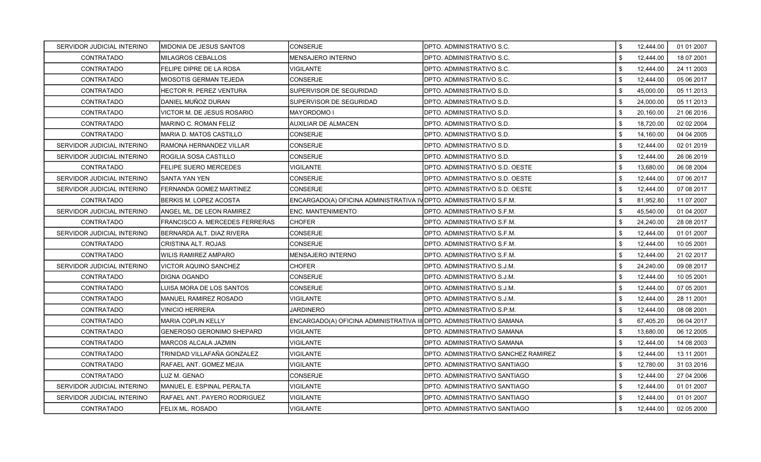| | | | | | | |
|---|---|---|---|---|---|---|
| SERVIDOR JUDICIAL INTERINO | MIDONIA DE JESUS SANTOS | CONSERJE | DPTO. ADMINISTRATIVO S.C. | $ | 12,444.00 | 01 01 2007 |
| CONTRATADO | MILAGROS CEBALLOS | MENSAJERO INTERNO | DPTO. ADMINISTRATIVO S.C. | $ | 12,444.00 | 18 07 2001 |
| CONTRATADO | FELIPE DIPRE DE LA ROSA | VIGILANTE | DPTO. ADMINISTRATIVO S.C. | $ | 12,444.00 | 24 11 2003 |
| CONTRATADO | MIOSOTIS GERMAN TEJEDA | CONSERJE | DPTO. ADMINISTRATIVO S.C. | $ | 12,444.00 | 05 06 2017 |
| CONTRATADO | HECTOR R. PEREZ VENTURA | SUPERVISOR DE SEGURIDAD | DPTO. ADMINISTRATIVO S.D. | $ | 45,000.00 | 05 11 2013 |
| CONTRATADO | DANIEL MUÑOZ DURAN | SUPERVISOR DE SEGURIDAD | DPTO. ADMINISTRATIVO S.D. | $ | 24,000.00 | 05 11 2013 |
| CONTRATADO | VICTOR M. DE JESUS ROSARIO | MAYORDOMO I | DPTO. ADMINISTRATIVO S.D. | $ | 20,160.00 | 21 06 2016 |
| CONTRATADO | MARINO C. ROMAN FELIZ | AUXILIAR DE ALMACEN | DPTO. ADMINISTRATIVO S.D. | $ | 18,720.00 | 02 02 2004 |
| CONTRATADO | MARIA D. MATOS CASTILLO | CONSERJE | DPTO. ADMINISTRATIVO S.D. | $ | 14,160.00 | 04 04 2005 |
| SERVIDOR JUDICIAL INTERINO | RAMONA HERNANDEZ VILLAR | CONSERJE | DPTO. ADMINISTRATIVO S.D. | $ | 12,444.00 | 02 01 2019 |
| SERVIDOR JUDICIAL INTERINO | ROGILIA SOSA CASTILLO | CONSERJE | DPTO. ADMINISTRATIVO S.D. | $ | 12,444.00 | 26 06 2019 |
| CONTRATADO | FELIPE SUERO MERCEDES | VIGILANTE | DPTO. ADMINISTRATIVO S.D. OESTE | $ | 13,680.00 | 06 08 2004 |
| SERVIDOR JUDICIAL INTERINO | SANTA YAN YEN | CONSERJE | DPTO. ADMINISTRATIVO S.D. OESTE | $ | 12,444.00 | 07 06 2017 |
| SERVIDOR JUDICIAL INTERINO | FERNANDA GOMEZ MARTINEZ | CONSERJE | DPTO. ADMINISTRATIVO S.D. OESTE | $ | 12,444.00 | 07 08 2017 |
| CONTRATADO | BERKIS M. LOPEZ ACOSTA | ENCARGADO(A) OFICINA ADMINISTRATIVA IV | DPTO. ADMINISTRATIVO S.F.M. | $ | 81,952.80 | 11 07 2007 |
| SERVIDOR JUDICIAL INTERINO | ANGEL ML. DE LEON RAMIREZ | ENC. MANTENIMIENTO | DPTO. ADMINISTRATIVO S.F.M. | $ | 45,540.00 | 01 04 2007 |
| CONTRATADO | FRANCISCO A. MERCEDES FERRERAS | CHOFER | DPTO. ADMINISTRATIVO S.F.M. | $ | 24,240.00 | 28 08 2017 |
| SERVIDOR JUDICIAL INTERINO | BERNARDA ALT. DIAZ RIVERA | CONSERJE | DPTO. ADMINISTRATIVO S.F.M. | $ | 12,444.00 | 01 01 2007 |
| CONTRATADO | CRISTINA ALT. ROJAS | CONSERJE | DPTO. ADMINISTRATIVO S.F.M. | $ | 12,444.00 | 10 05 2001 |
| CONTRATADO | WILIS RAMIREZ AMPARO | MENSAJERO INTERNO | DPTO. ADMINISTRATIVO S.F.M. | $ | 12,444.00 | 21 02 2017 |
| SERVIDOR JUDICIAL INTERINO | VICTOR AQUINO SANCHEZ | CHOFER | DPTO. ADMINISTRATIVO S.J.M. | $ | 24,240.00 | 09 08 2017 |
| CONTRATADO | DIGNA OGANDO | CONSERJE | DPTO. ADMINISTRATIVO S.J.M. | $ | 12,444.00 | 10 05 2001 |
| CONTRATADO | LUISA MORA DE LOS SANTOS | CONSERJE | DPTO. ADMINISTRATIVO S.J.M. | $ | 12,444.00 | 07 05 2001 |
| CONTRATADO | MANUEL RAMIREZ ROSADO | VIGILANTE | DPTO. ADMINISTRATIVO S.J.M. | $ | 12,444.00 | 28 11 2001 |
| CONTRATADO | VINICIO HERRERA | JARDINERO | DPTO. ADMINISTRATIVO S.P.M. | $ | 12,444.00 | 08 08 2001 |
| CONTRATADO | MARIA COPLIN KELLY | ENCARGADO(A) OFICINA ADMINISTRATIVA III | DPTO. ADMINISTRATIVO SAMANA | $ | 67,405.20 | 06 04 2017 |
| CONTRATADO | GENEROSO GERONIMO SHEPARD | VIGILANTE | DPTO. ADMINISTRATIVO SAMANA | $ | 13,680.00 | 06 12 2005 |
| CONTRATADO | MARCOS ALCALA JAZMIN | VIGILANTE | DPTO. ADMINISTRATIVO SAMANA | $ | 12,444.00 | 14 08 2003 |
| CONTRATADO | TRINIDAD VILLAFAÑA GONZALEZ | VIGILANTE | DPTO. ADMINISTRATIVO SANCHEZ RAMIREZ | $ | 12,444.00 | 13 11 2001 |
| CONTRATADO | RAFAEL ANT. GOMEZ MEJIA | VIGILANTE | DPTO. ADMINISTRATIVO SANTIAGO | $ | 12,780.00 | 31 03 2016 |
| CONTRATADO | LUZ M. GENAO | CONSERJE | DPTO. ADMINISTRATIVO SANTIAGO | $ | 12,444.00 | 27 04 2006 |
| SERVIDOR JUDICIAL INTERINO | MANUEL E. ESPINAL PERALTA | VIGILANTE | DPTO. ADMINISTRATIVO SANTIAGO | $ | 12,444.00 | 01 01 2007 |
| SERVIDOR JUDICIAL INTERINO | RAFAEL ANT. PAYERO RODRIGUEZ | VIGILANTE | DPTO. ADMINISTRATIVO SANTIAGO | $ | 12,444.00 | 01 01 2007 |
| CONTRATADO | FELIX ML. ROSADO | VIGILANTE | DPTO. ADMINISTRATIVO SANTIAGO | $ | 12,444.00 | 02 05 2000 |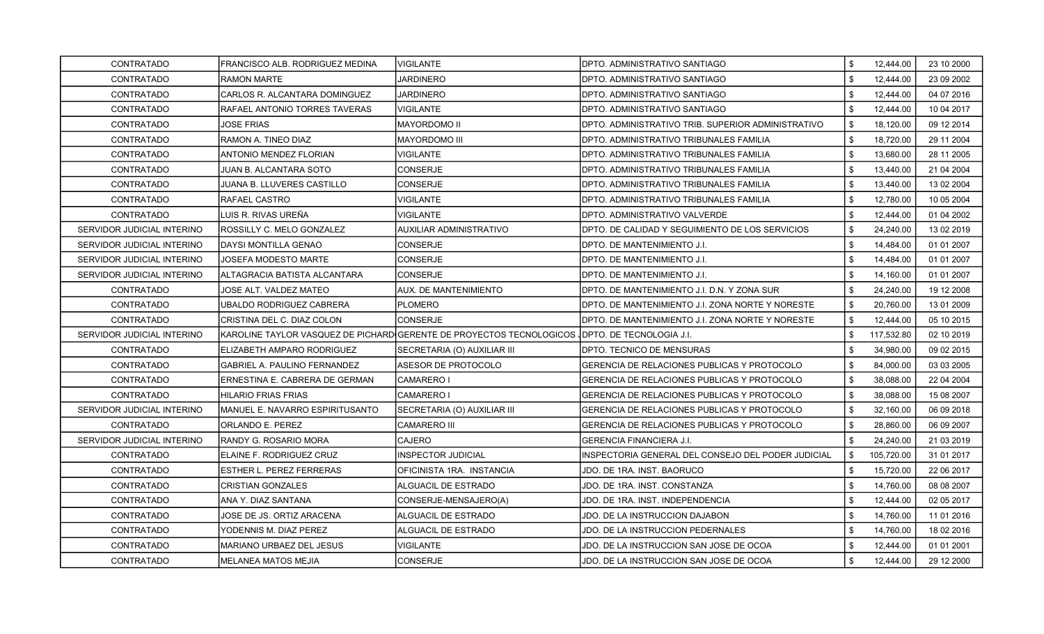| | | | | | | |
|---|---|---|---|---|---|---|
| CONTRATADO | FRANCISCO ALB. RODRIGUEZ MEDINA | VIGILANTE | DPTO. ADMINISTRATIVO SANTIAGO | $ | 12,444.00 | 23 10 2000 |
| CONTRATADO | RAMON MARTE | JARDINERO | DPTO. ADMINISTRATIVO SANTIAGO | $ | 12,444.00 | 23 09 2002 |
| CONTRATADO | CARLOS R. ALCANTARA DOMINGUEZ | JARDINERO | DPTO. ADMINISTRATIVO SANTIAGO | $ | 12,444.00 | 04 07 2016 |
| CONTRATADO | RAFAEL ANTONIO TORRES TAVERAS | VIGILANTE | DPTO. ADMINISTRATIVO SANTIAGO | $ | 12,444.00 | 10 04 2017 |
| CONTRATADO | JOSE FRIAS | MAYORDOMO II | DPTO. ADMINISTRATIVO TRIB. SUPERIOR ADMINISTRATIVO | $ | 18,120.00 | 09 12 2014 |
| CONTRATADO | RAMON A. TINEO DIAZ | MAYORDOMO III | DPTO. ADMINISTRATIVO TRIBUNALES FAMILIA | $ | 18,720.00 | 29 11 2004 |
| CONTRATADO | ANTONIO MENDEZ FLORIAN | VIGILANTE | DPTO. ADMINISTRATIVO TRIBUNALES FAMILIA | $ | 13,680.00 | 28 11 2005 |
| CONTRATADO | JUAN B. ALCANTARA SOTO | CONSERJE | DPTO. ADMINISTRATIVO TRIBUNALES FAMILIA | $ | 13,440.00 | 21 04 2004 |
| CONTRATADO | JUANA B. LLUVERES CASTILLO | CONSERJE | DPTO. ADMINISTRATIVO TRIBUNALES FAMILIA | $ | 13,440.00 | 13 02 2004 |
| CONTRATADO | RAFAEL CASTRO | VIGILANTE | DPTO. ADMINISTRATIVO TRIBUNALES FAMILIA | $ | 12,780.00 | 10 05 2004 |
| CONTRATADO | LUIS R. RIVAS UREÑA | VIGILANTE | DPTO. ADMINISTRATIVO VALVERDE | $ | 12,444.00 | 01 04 2002 |
| SERVIDOR JUDICIAL INTERINO | ROSSILLY C. MELO GONZALEZ | AUXILIAR ADMINISTRATIVO | DPTO. DE CALIDAD Y SEGUIMIENTO DE LOS SERVICIOS | $ | 24,240.00 | 13 02 2019 |
| SERVIDOR JUDICIAL INTERINO | DAYSI MONTILLA GENAO | CONSERJE | DPTO. DE MANTENIMIENTO J.I. | $ | 14,484.00 | 01 01 2007 |
| SERVIDOR JUDICIAL INTERINO | JOSEFA MODESTO MARTE | CONSERJE | DPTO. DE MANTENIMIENTO J.I. | $ | 14,484.00 | 01 01 2007 |
| SERVIDOR JUDICIAL INTERINO | ALTAGRACIA BATISTA ALCANTARA | CONSERJE | DPTO. DE MANTENIMIENTO J.I. | $ | 14,160.00 | 01 01 2007 |
| CONTRATADO | JOSE ALT. VALDEZ MATEO | AUX. DE MANTENIMIENTO | DPTO. DE MANTENIMIENTO J.I. D.N. Y ZONA SUR | $ | 24,240.00 | 19 12 2008 |
| CONTRATADO | UBALDO RODRIGUEZ CABRERA | PLOMERO | DPTO. DE MANTENIMIENTO J.I. ZONA NORTE Y NORESTE | $ | 20,760.00 | 13 01 2009 |
| CONTRATADO | CRISTINA DEL C. DIAZ COLON | CONSERJE | DPTO. DE MANTENIMIENTO J.I. ZONA NORTE Y NORESTE | $ | 12,444.00 | 05 10 2015 |
| SERVIDOR JUDICIAL INTERINO | KAROLINE TAYLOR VASQUEZ DE PICHARD | GERENTE DE PROYECTOS TECNOLOGICOS | DPTO. DE TECNOLOGIA J.I. | $ | 117,532.80 | 02 10 2019 |
| CONTRATADO | ELIZABETH AMPARO RODRIGUEZ | SECRETARIA (O) AUXILIAR III | DPTO. TECNICO DE MENSURAS | $ | 34,980.00 | 09 02 2015 |
| CONTRATADO | GABRIEL A. PAULINO FERNANDEZ | ASESOR DE PROTOCOLO | GERENCIA DE RELACIONES PUBLICAS Y PROTOCOLO | $ | 84,000.00 | 03 03 2005 |
| CONTRATADO | ERNESTINA E. CABRERA DE GERMAN | CAMARERO I | GERENCIA DE RELACIONES PUBLICAS Y PROTOCOLO | $ | 38,088.00 | 22 04 2004 |
| CONTRATADO | HILARIO FRIAS FRIAS | CAMARERO I | GERENCIA DE RELACIONES PUBLICAS Y PROTOCOLO | $ | 38,088.00 | 15 08 2007 |
| SERVIDOR JUDICIAL INTERINO | MANUEL E. NAVARRO ESPIRITUSANTO | SECRETARIA (O) AUXILIAR III | GERENCIA DE RELACIONES PUBLICAS Y PROTOCOLO | $ | 32,160.00 | 06 09 2018 |
| CONTRATADO | ORLANDO E. PEREZ | CAMARERO III | GERENCIA DE RELACIONES PUBLICAS Y PROTOCOLO | $ | 28,860.00 | 06 09 2007 |
| SERVIDOR JUDICIAL INTERINO | RANDY G. ROSARIO MORA | CAJERO | GERENCIA FINANCIERA J.I. | $ | 24,240.00 | 21 03 2019 |
| CONTRATADO | ELAINE F. RODRIGUEZ CRUZ | INSPECTOR JUDICIAL | INSPECTORIA GENERAL DEL CONSEJO DEL PODER JUDICIAL | $ | 105,720.00 | 31 01 2017 |
| CONTRATADO | ESTHER L. PEREZ FERRERAS | OFICINISTA 1RA. INSTANCIA | JDO. DE 1RA. INST. BAORUCO | $ | 15,720.00 | 22 06 2017 |
| CONTRATADO | CRISTIAN GONZALES | ALGUACIL DE ESTRADO | JDO. DE 1RA. INST. CONSTANZA | $ | 14,760.00 | 08 08 2007 |
| CONTRATADO | ANA Y. DIAZ SANTANA | CONSERJE-MENSAJERO(A) | JDO. DE 1RA. INST. INDEPENDENCIA | $ | 12,444.00 | 02 05 2017 |
| CONTRATADO | JOSE DE JS. ORTIZ ARACENA | ALGUACIL DE ESTRADO | JDO. DE LA INSTRUCCION DAJABON | $ | 14,760.00 | 11 01 2016 |
| CONTRATADO | YODENNIS M. DIAZ PEREZ | ALGUACIL DE ESTRADO | JDO. DE LA INSTRUCCION PEDERNALES | $ | 14,760.00 | 18 02 2016 |
| CONTRATADO | MARIANO URBAEZ DEL JESUS | VIGILANTE | JDO. DE LA INSTRUCCION SAN JOSE DE OCOA | $ | 12,444.00 | 01 01 2001 |
| CONTRATADO | MELANEA MATOS MEJIA | CONSERJE | JDO. DE LA INSTRUCCION SAN JOSE DE OCOA | $ | 12,444.00 | 29 12 2000 |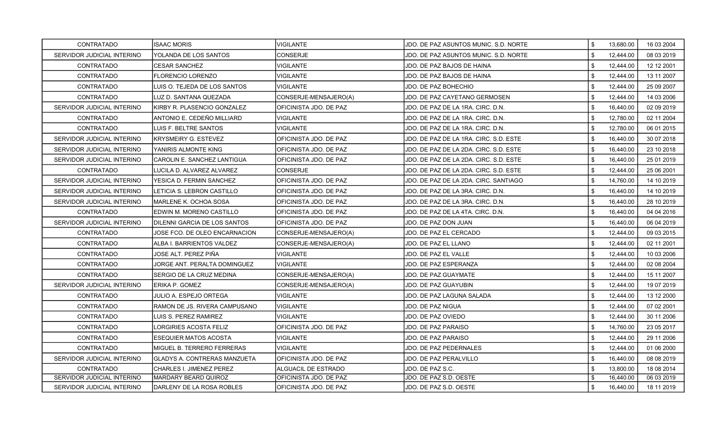| | | | | | | |
|---|---|---|---|---|---|---|
| CONTRATADO | ISAAC MORIS | VIGILANTE | JDO. DE PAZ ASUNTOS MUNIC. S.D. NORTE | $ | 13,680.00 | 16 03 2004 |
| SERVIDOR JUDICIAL INTERINO | YOLANDA DE LOS SANTOS | CONSERJE | JDO. DE PAZ ASUNTOS MUNIC. S.D. NORTE | $ | 12,444.00 | 08 03 2019 |
| CONTRATADO | CESAR SANCHEZ | VIGILANTE | JDO. DE PAZ BAJOS DE HAINA | $ | 12,444.00 | 12 12 2001 |
| CONTRATADO | FLORENCIO LORENZO | VIGILANTE | JDO. DE PAZ BAJOS DE HAINA | $ | 12,444.00 | 13 11 2007 |
| CONTRATADO | LUIS O. TEJEDA DE LOS SANTOS | VIGILANTE | JDO. DE PAZ BOHECHIO | $ | 12,444.00 | 25 09 2007 |
| CONTRATADO | LUZ D. SANTANA QUEZADA | CONSERJE-MENSAJERO(A) | JDO. DE PAZ CAYETANO GERMOSEN | $ | 12,444.00 | 14 03 2006 |
| SERVIDOR JUDICIAL INTERINO | KIRBY R. PLASENCIO GONZALEZ | OFICINISTA JDO. DE PAZ | JDO. DE PAZ DE LA 1RA. CIRC. D.N. | $ | 16,440.00 | 02 09 2019 |
| CONTRATADO | ANTONIO E. CEDEÑO MILLIARD | VIGILANTE | JDO. DE PAZ DE LA 1RA. CIRC. D.N. | $ | 12,780.00 | 02 11 2004 |
| CONTRATADO | LUIS F. BELTRE SANTOS | VIGILANTE | JDO. DE PAZ DE LA 1RA. CIRC. D.N. | $ | 12,780.00 | 06 01 2015 |
| SERVIDOR JUDICIAL INTERINO | KRYSMEIRY G. ESTEVEZ | OFICINISTA JDO. DE PAZ | JDO. DE PAZ DE LA 1RA. CIRC. S.D. ESTE | $ | 16,440.00 | 30 07 2018 |
| SERVIDOR JUDICIAL INTERINO | YANIRIS ALMONTE KING | OFICINISTA JDO. DE PAZ | JDO. DE PAZ DE LA 2DA. CIRC. S.D. ESTE | $ | 16,440.00 | 23 10 2018 |
| SERVIDOR JUDICIAL INTERINO | CAROLIN E. SANCHEZ LANTIGUA | OFICINISTA JDO. DE PAZ | JDO. DE PAZ DE LA 2DA. CIRC. S.D. ESTE | $ | 16,440.00 | 25 01 2019 |
| CONTRATADO | LUCILA D. ALVAREZ ALVAREZ | CONSERJE | JDO. DE PAZ DE LA 2DA. CIRC. S.D. ESTE | $ | 12,444.00 | 25 06 2001 |
| SERVIDOR JUDICIAL INTERINO | YESICA D. FERMIN SANCHEZ | OFICINISTA JDO. DE PAZ | JDO. DE PAZ DE LA 2DA. CIRC. SANTIAGO | $ | 14,760.00 | 14 10 2019 |
| SERVIDOR JUDICIAL INTERINO | LETICIA S. LEBRON CASTILLO | OFICINISTA JDO. DE PAZ | JDO. DE PAZ DE LA 3RA. CIRC. D.N. | $ | 16,440.00 | 14 10 2019 |
| SERVIDOR JUDICIAL INTERINO | MARLENE K. OCHOA SOSA | OFICINISTA JDO. DE PAZ | JDO. DE PAZ DE LA 3RA. CIRC. D.N. | $ | 16,440.00 | 28 10 2019 |
| CONTRATADO | EDWIN M. MORENO CASTILLO | OFICINISTA JDO. DE PAZ | JDO. DE PAZ DE LA 4TA. CIRC. D.N. | $ | 16,440.00 | 04 04 2016 |
| SERVIDOR JUDICIAL INTERINO | DILENNI GARCIA DE LOS SANTOS | OFICINISTA JDO. DE PAZ | JDO. DE PAZ DON JUAN | $ | 16,440.00 | 06 04 2019 |
| CONTRATADO | JOSE FCO. DE OLEO ENCARNACION | CONSERJE-MENSAJERO(A) | JDO. DE PAZ EL CERCADO | $ | 12,444.00 | 09 03 2015 |
| CONTRATADO | ALBA I. BARRIENTOS VALDEZ | CONSERJE-MENSAJERO(A) | JDO. DE PAZ EL LLANO | $ | 12,444.00 | 02 11 2001 |
| CONTRATADO | JOSE ALT. PEREZ PIÑA | VIGILANTE | JDO. DE PAZ EL VALLE | $ | 12,444.00 | 10 03 2006 |
| CONTRATADO | JORGE ANT. PERALTA DOMINGUEZ | VIGILANTE | JDO. DE PAZ ESPERANZA | $ | 12,444.00 | 02 08 2004 |
| CONTRATADO | SERGIO DE LA CRUZ MEDINA | CONSERJE-MENSAJERO(A) | JDO. DE PAZ GUAYMATE | $ | 12,444.00 | 15 11 2007 |
| SERVIDOR JUDICIAL INTERINO | ERIKA P. GOMEZ | CONSERJE-MENSAJERO(A) | JDO. DE PAZ GUAYUBIN | $ | 12,444.00 | 19 07 2019 |
| CONTRATADO | JULIO A. ESPEJO ORTEGA | VIGILANTE | JDO. DE PAZ LAGUNA SALADA | $ | 12,444.00 | 13 12 2000 |
| CONTRATADO | RAMON DE JS. RIVERA CAMPUSANO | VIGILANTE | JDO. DE PAZ NIGUA | $ | 12,444.00 | 07 02 2001 |
| CONTRATADO | LUIS S. PEREZ RAMIREZ | VIGILANTE | JDO. DE PAZ OVIEDO | $ | 12,444.00 | 30 11 2006 |
| CONTRATADO | LORGIRIES ACOSTA FELIZ | OFICINISTA JDO. DE PAZ | JDO. DE PAZ PARAISO | $ | 14,760.00 | 23 05 2017 |
| CONTRATADO | ESEQUIER MATOS ACOSTA | VIGILANTE | JDO. DE PAZ PARAISO | $ | 12,444.00 | 29 11 2006 |
| CONTRATADO | MIGUEL B. TERRERO FERRERAS | VIGILANTE | JDO. DE PAZ PEDERNALES | $ | 12,444.00 | 01 06 2000 |
| SERVIDOR JUDICIAL INTERINO | GLADYS A. CONTRERAS MANZUETA | OFICINISTA JDO. DE PAZ | JDO. DE PAZ PERALVILLO | $ | 16,440.00 | 08 08 2019 |
| CONTRATADO | CHARLES I. JIMENEZ PEREZ | ALGUACIL DE ESTRADO | JDO. DE PAZ S.C. | $ | 13,800.00 | 18 08 2014 |
| SERVIDOR JUDICIAL INTERINO | MARDARY BEARD QUIROZ | OFICINISTA JDO. DE PAZ | JDO. DE PAZ S.D. OESTE | $ | 16,440.00 | 06 03 2019 |
| SERVIDOR JUDICIAL INTERINO | DARLENY DE LA ROSA ROBLES | OFICINISTA JDO. DE PAZ | JDO. DE PAZ S.D. OESTE | $ | 16,440.00 | 18 11 2019 |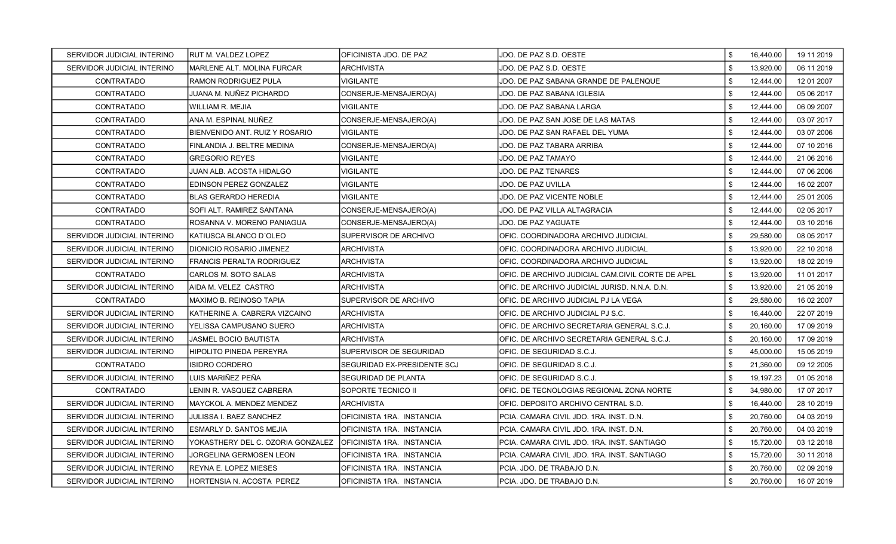| | | | | | | |
|---|---|---|---|---|---|---|
| SERVIDOR JUDICIAL INTERINO | RUT M. VALDEZ LOPEZ | OFICINISTA JDO. DE PAZ | JDO. DE PAZ S.D. OESTE | $ | 16,440.00 | 19 11 2019 |
| SERVIDOR JUDICIAL INTERINO | MARLENE ALT. MOLINA FURCAR | ARCHIVISTA | JDO. DE PAZ S.D. OESTE | $ | 13,920.00 | 06 11 2019 |
| CONTRATADO | RAMON RODRIGUEZ PULA | VIGILANTE | JDO. DE PAZ SABANA GRANDE DE PALENQUE | $ | 12,444.00 | 12 01 2007 |
| CONTRATADO | JUANA M. NUÑEZ PICHARDO | CONSERJE-MENSAJERO(A) | JDO. DE PAZ SABANA IGLESIA | $ | 12,444.00 | 05 06 2017 |
| CONTRATADO | WILLIAM R. MEJIA | VIGILANTE | JDO. DE PAZ SABANA LARGA | $ | 12,444.00 | 06 09 2007 |
| CONTRATADO | ANA M. ESPINAL NUÑEZ | CONSERJE-MENSAJERO(A) | JDO. DE PAZ SAN JOSE DE LAS MATAS | $ | 12,444.00 | 03 07 2017 |
| CONTRATADO | BIENVENIDO ANT. RUIZ Y ROSARIO | VIGILANTE | JDO. DE PAZ SAN RAFAEL DEL YUMA | $ | 12,444.00 | 03 07 2006 |
| CONTRATADO | FINLANDIA J. BELTRE MEDINA | CONSERJE-MENSAJERO(A) | JDO. DE PAZ TABARA ARRIBA | $ | 12,444.00 | 07 10 2016 |
| CONTRATADO | GREGORIO REYES | VIGILANTE | JDO. DE PAZ TAMAYO | $ | 12,444.00 | 21 06 2016 |
| CONTRATADO | JUAN ALB. ACOSTA HIDALGO | VIGILANTE | JDO. DE PAZ TENARES | $ | 12,444.00 | 07 06 2006 |
| CONTRATADO | EDINSON PEREZ GONZALEZ | VIGILANTE | JDO. DE PAZ UVILLA | $ | 12,444.00 | 16 02 2007 |
| CONTRATADO | BLAS GERARDO HEREDIA | VIGILANTE | JDO. DE PAZ VICENTE NOBLE | $ | 12,444.00 | 25 01 2005 |
| CONTRATADO | SOFI ALT. RAMIREZ SANTANA | CONSERJE-MENSAJERO(A) | JDO. DE PAZ VILLA ALTAGRACIA | $ | 12,444.00 | 02 05 2017 |
| CONTRATADO | ROSANNA V. MORENO PANIAGUA | CONSERJE-MENSAJERO(A) | JDO. DE PAZ YAGUATE | $ | 12,444.00 | 03 10 2016 |
| SERVIDOR JUDICIAL INTERINO | KATIUSCA BLANCO D´OLEO | SUPERVISOR DE ARCHIVO | OFIC. COORDINADORA ARCHIVO JUDICIAL | $ | 29,580.00 | 08 05 2017 |
| SERVIDOR JUDICIAL INTERINO | DIONICIO ROSARIO JIMENEZ | ARCHIVISTA | OFIC. COORDINADORA ARCHIVO JUDICIAL | $ | 13,920.00 | 22 10 2018 |
| SERVIDOR JUDICIAL INTERINO | FRANCIS PERALTA RODRIGUEZ | ARCHIVISTA | OFIC. COORDINADORA ARCHIVO JUDICIAL | $ | 13,920.00 | 18 02 2019 |
| CONTRATADO | CARLOS M. SOTO SALAS | ARCHIVISTA | OFIC. DE ARCHIVO JUDICIAL CAM.CIVIL CORTE DE APEL | $ | 13,920.00 | 11 01 2017 |
| SERVIDOR JUDICIAL INTERINO | AIDA M. VELEZ CASTRO | ARCHIVISTA | OFIC. DE ARCHIVO JUDICIAL JURISD. N.N.A. D.N. | $ | 13,920.00 | 21 05 2019 |
| CONTRATADO | MAXIMO B. REINOSO TAPIA | SUPERVISOR DE ARCHIVO | OFIC. DE ARCHIVO JUDICIAL PJ LA VEGA | $ | 29,580.00 | 16 02 2007 |
| SERVIDOR JUDICIAL INTERINO | KATHERINE A. CABRERA VIZCAINO | ARCHIVISTA | OFIC. DE ARCHIVO JUDICIAL PJ S.C. | $ | 16,440.00 | 22 07 2019 |
| SERVIDOR JUDICIAL INTERINO | YELISSA CAMPUSANO SUERO | ARCHIVISTA | OFIC. DE ARCHIVO SECRETARIA GENERAL S.C.J. | $ | 20,160.00 | 17 09 2019 |
| SERVIDOR JUDICIAL INTERINO | JASMEL BOCIO BAUTISTA | ARCHIVISTA | OFIC. DE ARCHIVO SECRETARIA GENERAL S.C.J. | $ | 20,160.00 | 17 09 2019 |
| SERVIDOR JUDICIAL INTERINO | HIPOLITO PINEDA PEREYRA | SUPERVISOR DE SEGURIDAD | OFIC. DE SEGURIDAD S.C.J. | $ | 45,000.00 | 15 05 2019 |
| CONTRATADO | ISIDRO CORDERO | SEGURIDAD EX-PRESIDENTE SCJ | OFIC. DE SEGURIDAD S.C.J. | $ | 21,360.00 | 09 12 2005 |
| SERVIDOR JUDICIAL INTERINO | LUIS MARIÑEZ PEÑA | SEGURIDAD DE PLANTA | OFIC. DE SEGURIDAD S.C.J. | $ | 19,197.23 | 01 05 2018 |
| CONTRATADO | LENIN R. VASQUEZ CABRERA | SOPORTE TECNICO II | OFIC. DE TECNOLOGIAS REGIONAL ZONA NORTE | $ | 34,980.00 | 17 07 2017 |
| SERVIDOR JUDICIAL INTERINO | MAYCKOL A. MENDEZ MENDEZ | ARCHIVISTA | OFIC. DEPOSITO ARCHIVO CENTRAL S.D. | $ | 16,440.00 | 28 10 2019 |
| SERVIDOR JUDICIAL INTERINO | JULISSA I. BAEZ SANCHEZ | OFICINISTA 1RA. INSTANCIA | PCIA. CAMARA CIVIL JDO. 1RA. INST. D.N. | $ | 20,760.00 | 04 03 2019 |
| SERVIDOR JUDICIAL INTERINO | ESMARLY D. SANTOS MEJIA | OFICINISTA 1RA. INSTANCIA | PCIA. CAMARA CIVIL JDO. 1RA. INST. D.N. | $ | 20,760.00 | 04 03 2019 |
| SERVIDOR JUDICIAL INTERINO | YOKASTHERY DEL C. OZORIA GONZALEZ | OFICINISTA 1RA. INSTANCIA | PCIA. CAMARA CIVIL JDO. 1RA. INST. SANTIAGO | $ | 15,720.00 | 03 12 2018 |
| SERVIDOR JUDICIAL INTERINO | JORGELINA GERMOSEN LEON | OFICINISTA 1RA. INSTANCIA | PCIA. CAMARA CIVIL JDO. 1RA. INST. SANTIAGO | $ | 15,720.00 | 30 11 2018 |
| SERVIDOR JUDICIAL INTERINO | REYNA E. LOPEZ MIESES | OFICINISTA 1RA. INSTANCIA | PCIA. JDO. DE TRABAJO D.N. | $ | 20,760.00 | 02 09 2019 |
| SERVIDOR JUDICIAL INTERINO | HORTENSIA N. ACOSTA PEREZ | OFICINISTA 1RA. INSTANCIA | PCIA. JDO. DE TRABAJO D.N. | $ | 20,760.00 | 16 07 2019 |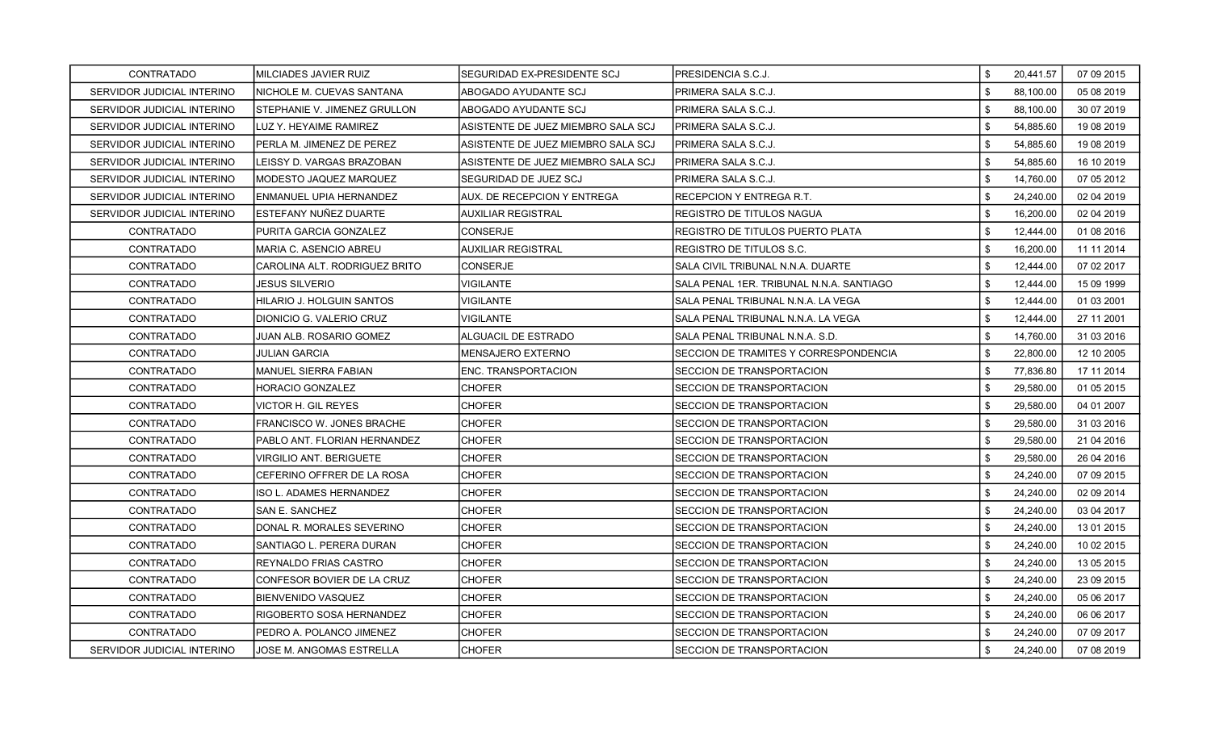| | | | | | | |
|---|---|---|---|---|---|---|
| CONTRATADO | MILCIADES JAVIER RUIZ | SEGURIDAD EX-PRESIDENTE SCJ | PRESIDENCIA S.C.J. | $ | 20,441.57 | 07 09 2015 |
| SERVIDOR JUDICIAL INTERINO | NICHOLE M. CUEVAS SANTANA | ABOGADO AYUDANTE SCJ | PRIMERA SALA S.C.J. | $ | 88,100.00 | 05 08 2019 |
| SERVIDOR JUDICIAL INTERINO | STEPHANIE V. JIMENEZ GRULLON | ABOGADO AYUDANTE SCJ | PRIMERA SALA S.C.J. | $ | 88,100.00 | 30 07 2019 |
| SERVIDOR JUDICIAL INTERINO | LUZ Y. HEYAIME RAMIREZ | ASISTENTE DE JUEZ MIEMBRO SALA SCJ | PRIMERA SALA S.C.J. | $ | 54,885.60 | 19 08 2019 |
| SERVIDOR JUDICIAL INTERINO | PERLA M. JIMENEZ DE PEREZ | ASISTENTE DE JUEZ MIEMBRO SALA SCJ | PRIMERA SALA S.C.J. | $ | 54,885.60 | 19 08 2019 |
| SERVIDOR JUDICIAL INTERINO | LEISSY D. VARGAS BRAZOBAN | ASISTENTE DE JUEZ MIEMBRO SALA SCJ | PRIMERA SALA S.C.J. | $ | 54,885.60 | 16 10 2019 |
| SERVIDOR JUDICIAL INTERINO | MODESTO JAQUEZ MARQUEZ | SEGURIDAD DE JUEZ SCJ | PRIMERA SALA S.C.J. | $ | 14,760.00 | 07 05 2012 |
| SERVIDOR JUDICIAL INTERINO | ENMANUEL UPIA HERNANDEZ | AUX. DE RECEPCION Y ENTREGA | RECEPCION Y ENTREGA R.T. | $ | 24,240.00 | 02 04 2019 |
| SERVIDOR JUDICIAL INTERINO | ESTEFANY NUÑEZ DUARTE | AUXILIAR REGISTRAL | REGISTRO DE TITULOS NAGUA | $ | 16,200.00 | 02 04 2019 |
| CONTRATADO | PURITA GARCIA GONZALEZ | CONSERJE | REGISTRO DE TITULOS PUERTO PLATA | $ | 12,444.00 | 01 08 2016 |
| CONTRATADO | MARIA C. ASENCIO ABREU | AUXILIAR REGISTRAL | REGISTRO DE TITULOS S.C. | $ | 16,200.00 | 11 11 2014 |
| CONTRATADO | CAROLINA ALT. RODRIGUEZ BRITO | CONSERJE | SALA CIVIL TRIBUNAL N.N.A. DUARTE | $ | 12,444.00 | 07 02 2017 |
| CONTRATADO | JESUS SILVERIO | VIGILANTE | SALA PENAL 1ER. TRIBUNAL N.N.A. SANTIAGO | $ | 12,444.00 | 15 09 1999 |
| CONTRATADO | HILARIO J. HOLGUIN SANTOS | VIGILANTE | SALA PENAL TRIBUNAL N.N.A. LA VEGA | $ | 12,444.00 | 01 03 2001 |
| CONTRATADO | DIONICIO G. VALERIO CRUZ | VIGILANTE | SALA PENAL TRIBUNAL N.N.A. LA VEGA | $ | 12,444.00 | 27 11 2001 |
| CONTRATADO | JUAN ALB. ROSARIO GOMEZ | ALGUACIL DE ESTRADO | SALA PENAL TRIBUNAL N.N.A. S.D. | $ | 14,760.00 | 31 03 2016 |
| CONTRATADO | JULIAN GARCIA | MENSAJERO EXTERNO | SECCION DE TRAMITES Y CORRESPONDENCIA | $ | 22,800.00 | 12 10 2005 |
| CONTRATADO | MANUEL SIERRA FABIAN | ENC. TRANSPORTACION | SECCION DE TRANSPORTACION | $ | 77,836.80 | 17 11 2014 |
| CONTRATADO | HORACIO GONZALEZ | CHOFER | SECCION DE TRANSPORTACION | $ | 29,580.00 | 01 05 2015 |
| CONTRATADO | VICTOR H. GIL REYES | CHOFER | SECCION DE TRANSPORTACION | $ | 29,580.00 | 04 01 2007 |
| CONTRATADO | FRANCISCO W. JONES BRACHE | CHOFER | SECCION DE TRANSPORTACION | $ | 29,580.00 | 31 03 2016 |
| CONTRATADO | PABLO ANT. FLORIAN HERNANDEZ | CHOFER | SECCION DE TRANSPORTACION | $ | 29,580.00 | 21 04 2016 |
| CONTRATADO | VIRGILIO ANT. BERIGUETE | CHOFER | SECCION DE TRANSPORTACION | $ | 29,580.00 | 26 04 2016 |
| CONTRATADO | CEFERINO OFFRER DE LA ROSA | CHOFER | SECCION DE TRANSPORTACION | $ | 24,240.00 | 07 09 2015 |
| CONTRATADO | ISO L. ADAMES HERNANDEZ | CHOFER | SECCION DE TRANSPORTACION | $ | 24,240.00 | 02 09 2014 |
| CONTRATADO | SAN E. SANCHEZ | CHOFER | SECCION DE TRANSPORTACION | $ | 24,240.00 | 03 04 2017 |
| CONTRATADO | DONAL R. MORALES SEVERINO | CHOFER | SECCION DE TRANSPORTACION | $ | 24,240.00 | 13 01 2015 |
| CONTRATADO | SANTIAGO L. PERERA DURAN | CHOFER | SECCION DE TRANSPORTACION | $ | 24,240.00 | 10 02 2015 |
| CONTRATADO | REYNALDO FRIAS CASTRO | CHOFER | SECCION DE TRANSPORTACION | $ | 24,240.00 | 13 05 2015 |
| CONTRATADO | CONFESOR BOVIER DE LA CRUZ | CHOFER | SECCION DE TRANSPORTACION | $ | 24,240.00 | 23 09 2015 |
| CONTRATADO | BIENVENIDO VASQUEZ | CHOFER | SECCION DE TRANSPORTACION | $ | 24,240.00 | 05 06 2017 |
| CONTRATADO | RIGOBERTO SOSA HERNANDEZ | CHOFER | SECCION DE TRANSPORTACION | $ | 24,240.00 | 06 06 2017 |
| CONTRATADO | PEDRO A. POLANCO JIMENEZ | CHOFER | SECCION DE TRANSPORTACION | $ | 24,240.00 | 07 09 2017 |
| SERVIDOR JUDICIAL INTERINO | JOSE M. ANGOMAS ESTRELLA | CHOFER | SECCION DE TRANSPORTACION | $ | 24,240.00 | 07 08 2019 |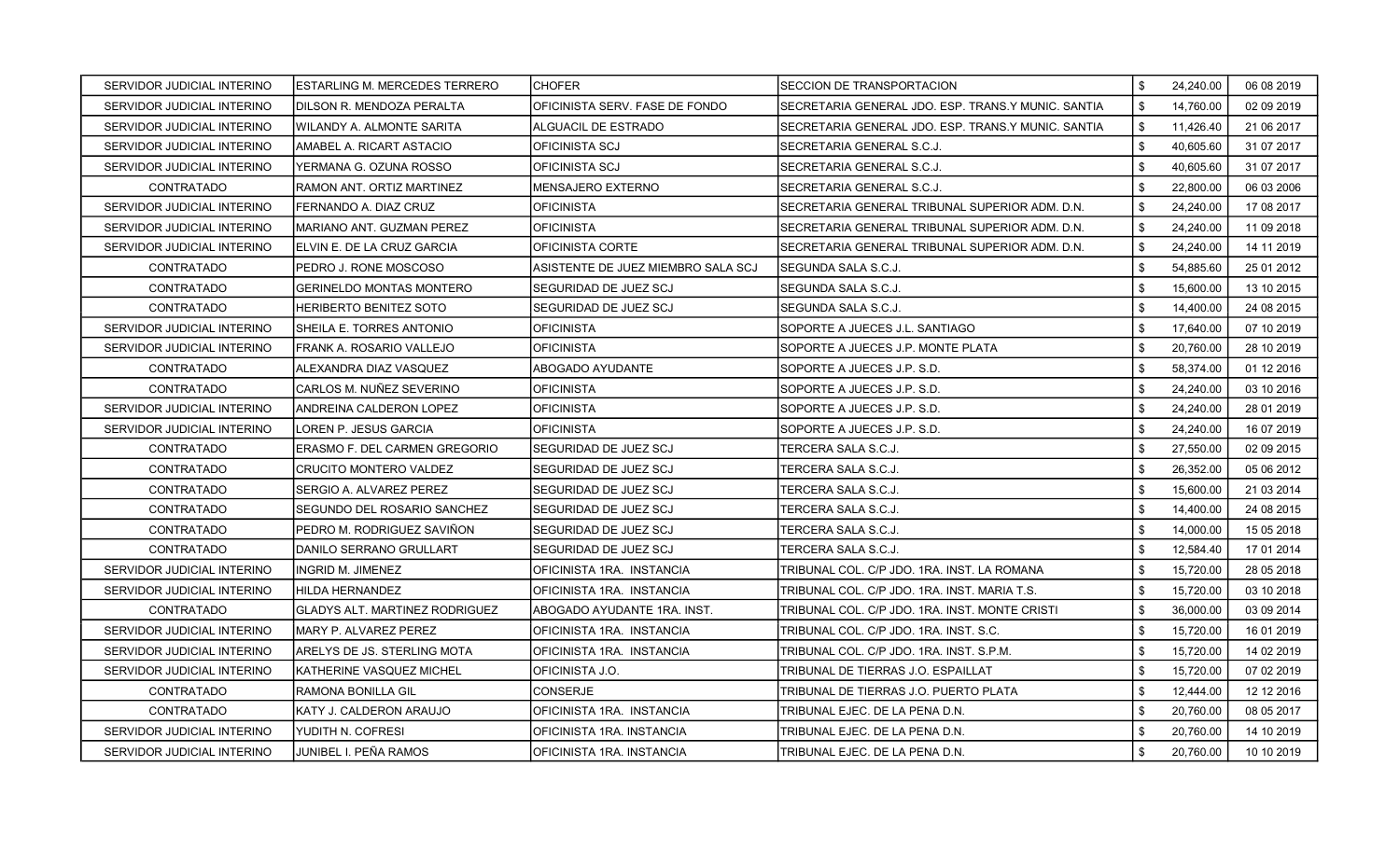| | | | | | | |
|---|---|---|---|---|---|---|
| SERVIDOR JUDICIAL INTERINO | ESTARLING M. MERCEDES TERRERO | CHOFER | SECCION DE TRANSPORTACION | $ | 24,240.00 | 06 08 2019 |
| SERVIDOR JUDICIAL INTERINO | DILSON R. MENDOZA PERALTA | OFICINISTA SERV. FASE DE FONDO | SECRETARIA GENERAL JDO. ESP. TRANS.Y MUNIC. SANTIA | $ | 14,760.00 | 02 09 2019 |
| SERVIDOR JUDICIAL INTERINO | WILANDY A. ALMONTE SARITA | ALGUACIL DE ESTRADO | SECRETARIA GENERAL JDO. ESP. TRANS.Y MUNIC. SANTIA | $ | 11,426.40 | 21 06 2017 |
| SERVIDOR JUDICIAL INTERINO | AMABEL A. RICART ASTACIO | OFICINISTA SCJ | SECRETARIA GENERAL S.C.J. | $ | 40,605.60 | 31 07 2017 |
| SERVIDOR JUDICIAL INTERINO | YERMANA G. OZUNA ROSSO | OFICINISTA SCJ | SECRETARIA GENERAL S.C.J. | $ | 40,605.60 | 31 07 2017 |
| CONTRATADO | RAMON ANT. ORTIZ MARTINEZ | MENSAJERO EXTERNO | SECRETARIA GENERAL S.C.J. | $ | 22,800.00 | 06 03 2006 |
| SERVIDOR JUDICIAL INTERINO | FERNANDO A. DIAZ CRUZ | OFICINISTA | SECRETARIA GENERAL TRIBUNAL SUPERIOR ADM. D.N. | $ | 24,240.00 | 17 08 2017 |
| SERVIDOR JUDICIAL INTERINO | MARIANO ANT. GUZMAN PEREZ | OFICINISTA | SECRETARIA GENERAL TRIBUNAL SUPERIOR ADM. D.N. | $ | 24,240.00 | 11 09 2018 |
| SERVIDOR JUDICIAL INTERINO | ELVIN E. DE LA CRUZ GARCIA | OFICINISTA CORTE | SECRETARIA GENERAL TRIBUNAL SUPERIOR ADM. D.N. | $ | 24,240.00 | 14 11 2019 |
| CONTRATADO | PEDRO J. RONE MOSCOSO | ASISTENTE DE JUEZ MIEMBRO SALA SCJ | SEGUNDA SALA S.C.J. | $ | 54,885.60 | 25 01 2012 |
| CONTRATADO | GERINELDO MONTAS MONTERO | SEGURIDAD DE JUEZ SCJ | SEGUNDA SALA S.C.J. | $ | 15,600.00 | 13 10 2015 |
| CONTRATADO | HERIBERTO BENITEZ SOTO | SEGURIDAD DE JUEZ SCJ | SEGUNDA SALA S.C.J. | $ | 14,400.00 | 24 08 2015 |
| SERVIDOR JUDICIAL INTERINO | SHEILA E. TORRES ANTONIO | OFICINISTA | SOPORTE A JUECES J.L. SANTIAGO | $ | 17,640.00 | 07 10 2019 |
| SERVIDOR JUDICIAL INTERINO | FRANK A. ROSARIO VALLEJO | OFICINISTA | SOPORTE A JUECES J.P. MONTE PLATA | $ | 20,760.00 | 28 10 2019 |
| CONTRATADO | ALEXANDRA DIAZ VASQUEZ | ABOGADO AYUDANTE | SOPORTE A JUECES J.P. S.D. | $ | 58,374.00 | 01 12 2016 |
| CONTRATADO | CARLOS M. NUÑEZ SEVERINO | OFICINISTA | SOPORTE A JUECES J.P. S.D. | $ | 24,240.00 | 03 10 2016 |
| SERVIDOR JUDICIAL INTERINO | ANDREINA CALDERON LOPEZ | OFICINISTA | SOPORTE A JUECES J.P. S.D. | $ | 24,240.00 | 28 01 2019 |
| SERVIDOR JUDICIAL INTERINO | LOREN P. JESUS GARCIA | OFICINISTA | SOPORTE A JUECES J.P. S.D. | $ | 24,240.00 | 16 07 2019 |
| CONTRATADO | ERASMO F. DEL CARMEN GREGORIO | SEGURIDAD DE JUEZ SCJ | TERCERA SALA S.C.J. | $ | 27,550.00 | 02 09 2015 |
| CONTRATADO | CRUCITO MONTERO VALDEZ | SEGURIDAD DE JUEZ SCJ | TERCERA SALA S.C.J. | $ | 26,352.00 | 05 06 2012 |
| CONTRATADO | SERGIO A. ALVAREZ PEREZ | SEGURIDAD DE JUEZ SCJ | TERCERA SALA S.C.J. | $ | 15,600.00 | 21 03 2014 |
| CONTRATADO | SEGUNDO DEL ROSARIO SANCHEZ | SEGURIDAD DE JUEZ SCJ | TERCERA SALA S.C.J. | $ | 14,400.00 | 24 08 2015 |
| CONTRATADO | PEDRO M. RODRIGUEZ SAVIÑON | SEGURIDAD DE JUEZ SCJ | TERCERA SALA S.C.J. | $ | 14,000.00 | 15 05 2018 |
| CONTRATADO | DANILO SERRANO GRULLART | SEGURIDAD DE JUEZ SCJ | TERCERA SALA S.C.J. | $ | 12,584.40 | 17 01 2014 |
| SERVIDOR JUDICIAL INTERINO | INGRID M. JIMENEZ | OFICINISTA 1RA. INSTANCIA | TRIBUNAL COL. C/P JDO. 1RA. INST. LA ROMANA | $ | 15,720.00 | 28 05 2018 |
| SERVIDOR JUDICIAL INTERINO | HILDA HERNANDEZ | OFICINISTA 1RA. INSTANCIA | TRIBUNAL COL. C/P JDO. 1RA. INST. MARIA T.S. | $ | 15,720.00 | 03 10 2018 |
| CONTRATADO | GLADYS ALT. MARTINEZ RODRIGUEZ | ABOGADO AYUDANTE 1RA. INST. | TRIBUNAL COL. C/P JDO. 1RA. INST. MONTE CRISTI | $ | 36,000.00 | 03 09 2014 |
| SERVIDOR JUDICIAL INTERINO | MARY P. ALVAREZ PEREZ | OFICINISTA 1RA. INSTANCIA | TRIBUNAL COL. C/P JDO. 1RA. INST. S.C. | $ | 15,720.00 | 16 01 2019 |
| SERVIDOR JUDICIAL INTERINO | ARELYS DE JS. STERLING MOTA | OFICINISTA 1RA. INSTANCIA | TRIBUNAL COL. C/P JDO. 1RA. INST. S.P.M. | $ | 15,720.00 | 14 02 2019 |
| SERVIDOR JUDICIAL INTERINO | KATHERINE VASQUEZ MICHEL | OFICINISTA J.O. | TRIBUNAL DE TIERRAS J.O. ESPAILLAT | $ | 15,720.00 | 07 02 2019 |
| CONTRATADO | RAMONA BONILLA GIL | CONSERJE | TRIBUNAL DE TIERRAS J.O. PUERTO PLATA | $ | 12,444.00 | 12 12 2016 |
| CONTRATADO | KATY J. CALDERON ARAUJO | OFICINISTA 1RA. INSTANCIA | TRIBUNAL EJEC. DE LA PENA D.N. | $ | 20,760.00 | 08 05 2017 |
| SERVIDOR JUDICIAL INTERINO | YUDITH N. COFRESI | OFICINISTA 1RA. INSTANCIA | TRIBUNAL EJEC. DE LA PENA D.N. | $ | 20,760.00 | 14 10 2019 |
| SERVIDOR JUDICIAL INTERINO | JUNIBEL I. PEÑA RAMOS | OFICINISTA 1RA. INSTANCIA | TRIBUNAL EJEC. DE LA PENA D.N. | $ | 20,760.00 | 10 10 2019 |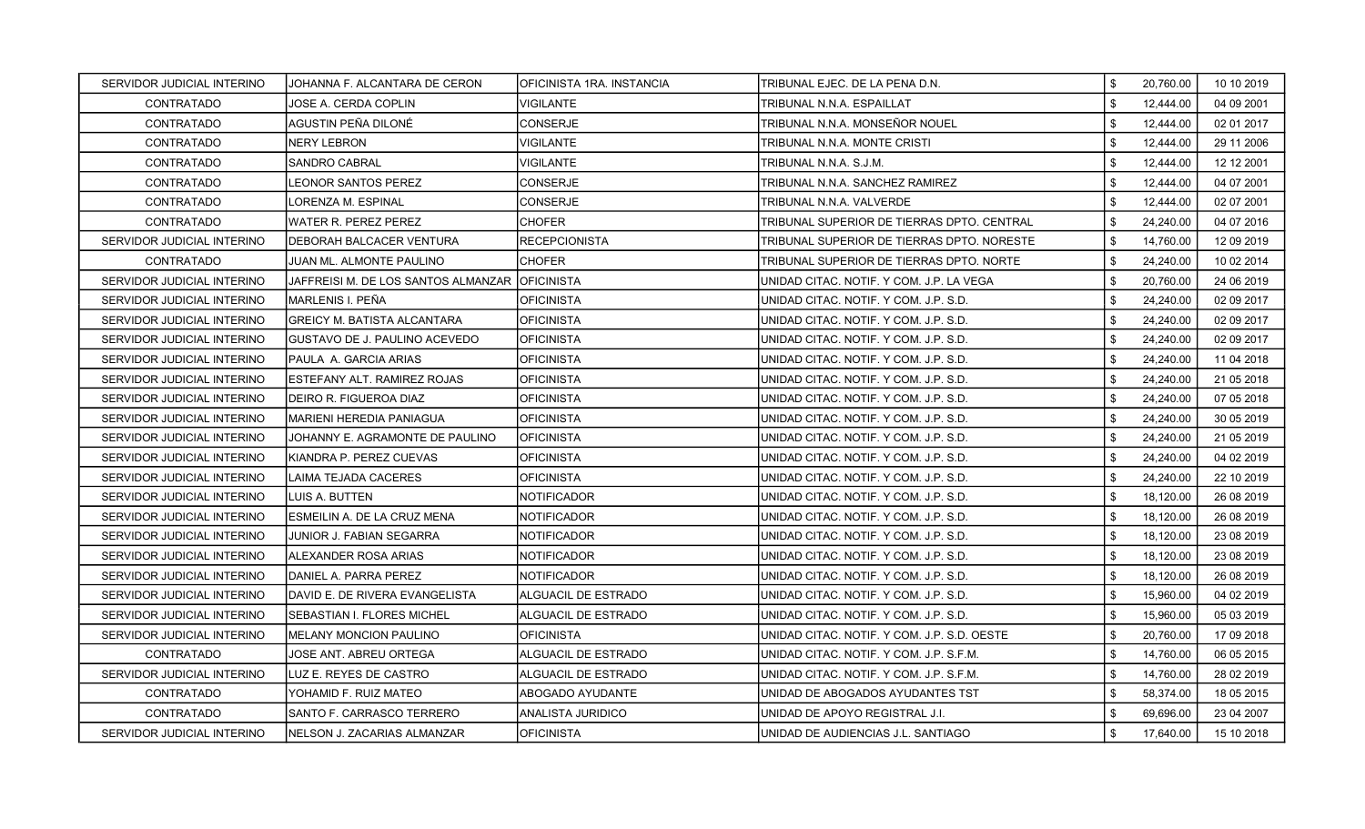| | | | | | | |
|---|---|---|---|---|---|---|
| SERVIDOR JUDICIAL INTERINO | JOHANNA F. ALCANTARA DE CERON | OFICINISTA 1RA. INSTANCIA | TRIBUNAL EJEC. DE LA PENA D.N. | $ | 20,760.00 | 10 10 2019 |
| CONTRATADO | JOSE A. CERDA COPLIN | VIGILANTE | TRIBUNAL N.N.A. ESPAILLAT | $ | 12,444.00 | 04 09 2001 |
| CONTRATADO | AGUSTIN PEÑA DILONÉ | CONSERJE | TRIBUNAL N.N.A. MONSEÑOR NOUEL | $ | 12,444.00 | 02 01 2017 |
| CONTRATADO | NERY LEBRON | VIGILANTE | TRIBUNAL N.N.A. MONTE CRISTI | $ | 12,444.00 | 29 11 2006 |
| CONTRATADO | SANDRO CABRAL | VIGILANTE | TRIBUNAL N.N.A. S.J.M. | $ | 12,444.00 | 12 12 2001 |
| CONTRATADO | LEONOR SANTOS PEREZ | CONSERJE | TRIBUNAL N.N.A. SANCHEZ RAMIREZ | $ | 12,444.00 | 04 07 2001 |
| CONTRATADO | LORENZA M. ESPINAL | CONSERJE | TRIBUNAL N.N.A. VALVERDE | $ | 12,444.00 | 02 07 2001 |
| CONTRATADO | WATER R. PEREZ PEREZ | CHOFER | TRIBUNAL SUPERIOR DE TIERRAS DPTO. CENTRAL | $ | 24,240.00 | 04 07 2016 |
| SERVIDOR JUDICIAL INTERINO | DEBORAH BALCACER VENTURA | RECEPCIONISTA | TRIBUNAL SUPERIOR DE TIERRAS DPTO. NORESTE | $ | 14,760.00 | 12 09 2019 |
| CONTRATADO | JUAN ML. ALMONTE PAULINO | CHOFER | TRIBUNAL SUPERIOR DE TIERRAS DPTO. NORTE | $ | 24,240.00 | 10 02 2014 |
| SERVIDOR JUDICIAL INTERINO | JAFFREISI M. DE LOS SANTOS ALMANZAR | OFICINISTA | UNIDAD CITAC. NOTIF. Y COM. J.P. LA VEGA | $ | 20,760.00 | 24 06 2019 |
| SERVIDOR JUDICIAL INTERINO | MARLENIS I. PEÑA | OFICINISTA | UNIDAD CITAC. NOTIF. Y COM. J.P. S.D. | $ | 24,240.00 | 02 09 2017 |
| SERVIDOR JUDICIAL INTERINO | GREICY M. BATISTA ALCANTARA | OFICINISTA | UNIDAD CITAC. NOTIF. Y COM. J.P. S.D. | $ | 24,240.00 | 02 09 2017 |
| SERVIDOR JUDICIAL INTERINO | GUSTAVO DE J. PAULINO ACEVEDO | OFICINISTA | UNIDAD CITAC. NOTIF. Y COM. J.P. S.D. | $ | 24,240.00 | 02 09 2017 |
| SERVIDOR JUDICIAL INTERINO | PAULA A. GARCIA ARIAS | OFICINISTA | UNIDAD CITAC. NOTIF. Y COM. J.P. S.D. | $ | 24,240.00 | 11 04 2018 |
| SERVIDOR JUDICIAL INTERINO | ESTEFANY ALT. RAMIREZ ROJAS | OFICINISTA | UNIDAD CITAC. NOTIF. Y COM. J.P. S.D. | $ | 24,240.00 | 21 05 2018 |
| SERVIDOR JUDICIAL INTERINO | DEIRO R. FIGUEROA DIAZ | OFICINISTA | UNIDAD CITAC. NOTIF. Y COM. J.P. S.D. | $ | 24,240.00 | 07 05 2018 |
| SERVIDOR JUDICIAL INTERINO | MARIENI HEREDIA PANIAGUA | OFICINISTA | UNIDAD CITAC. NOTIF. Y COM. J.P. S.D. | $ | 24,240.00 | 30 05 2019 |
| SERVIDOR JUDICIAL INTERINO | JOHANNY E. AGRAMONTE DE PAULINO | OFICINISTA | UNIDAD CITAC. NOTIF. Y COM. J.P. S.D. | $ | 24,240.00 | 21 05 2019 |
| SERVIDOR JUDICIAL INTERINO | KIANDRA P. PEREZ CUEVAS | OFICINISTA | UNIDAD CITAC. NOTIF. Y COM. J.P. S.D. | $ | 24,240.00 | 04 02 2019 |
| SERVIDOR JUDICIAL INTERINO | LAIMA TEJADA CACERES | OFICINISTA | UNIDAD CITAC. NOTIF. Y COM. J.P. S.D. | $ | 24,240.00 | 22 10 2019 |
| SERVIDOR JUDICIAL INTERINO | LUIS A. BUTTEN | NOTIFICADOR | UNIDAD CITAC. NOTIF. Y COM. J.P. S.D. | $ | 18,120.00 | 26 08 2019 |
| SERVIDOR JUDICIAL INTERINO | ESMEILIN A. DE LA CRUZ MENA | NOTIFICADOR | UNIDAD CITAC. NOTIF. Y COM. J.P. S.D. | $ | 18,120.00 | 26 08 2019 |
| SERVIDOR JUDICIAL INTERINO | JUNIOR J. FABIAN SEGARRA | NOTIFICADOR | UNIDAD CITAC. NOTIF. Y COM. J.P. S.D. | $ | 18,120.00 | 23 08 2019 |
| SERVIDOR JUDICIAL INTERINO | ALEXANDER ROSA ARIAS | NOTIFICADOR | UNIDAD CITAC. NOTIF. Y COM. J.P. S.D. | $ | 18,120.00 | 23 08 2019 |
| SERVIDOR JUDICIAL INTERINO | DANIEL A. PARRA PEREZ | NOTIFICADOR | UNIDAD CITAC. NOTIF. Y COM. J.P. S.D. | $ | 18,120.00 | 26 08 2019 |
| SERVIDOR JUDICIAL INTERINO | DAVID E. DE RIVERA EVANGELISTA | ALGUACIL DE ESTRADO | UNIDAD CITAC. NOTIF. Y COM. J.P. S.D. | $ | 15,960.00 | 04 02 2019 |
| SERVIDOR JUDICIAL INTERINO | SEBASTIAN I. FLORES MICHEL | ALGUACIL DE ESTRADO | UNIDAD CITAC. NOTIF. Y COM. J.P. S.D. | $ | 15,960.00 | 05 03 2019 |
| SERVIDOR JUDICIAL INTERINO | MELANY MONCION PAULINO | OFICINISTA | UNIDAD CITAC. NOTIF. Y COM. J.P. S.D. OESTE | $ | 20,760.00 | 17 09 2018 |
| CONTRATADO | JOSE ANT. ABREU ORTEGA | ALGUACIL DE ESTRADO | UNIDAD CITAC. NOTIF. Y COM. J.P. S.F.M. | $ | 14,760.00 | 06 05 2015 |
| SERVIDOR JUDICIAL INTERINO | LUZ E. REYES DE CASTRO | ALGUACIL DE ESTRADO | UNIDAD CITAC. NOTIF. Y COM. J.P. S.F.M. | $ | 14,760.00 | 28 02 2019 |
| CONTRATADO | YOHAMID F. RUIZ MATEO | ABOGADO AYUDANTE | UNIDAD DE ABOGADOS AYUDANTES TST | $ | 58,374.00 | 18 05 2015 |
| CONTRATADO | SANTO F. CARRASCO TERRERO | ANALISTA JURIDICO | UNIDAD DE APOYO REGISTRAL J.I. | $ | 69,696.00 | 23 04 2007 |
| SERVIDOR JUDICIAL INTERINO | NELSON J. ZACARIAS ALMANZAR | OFICINISTA | UNIDAD DE AUDIENCIAS J.L. SANTIAGO | $ | 17,640.00 | 15 10 2018 |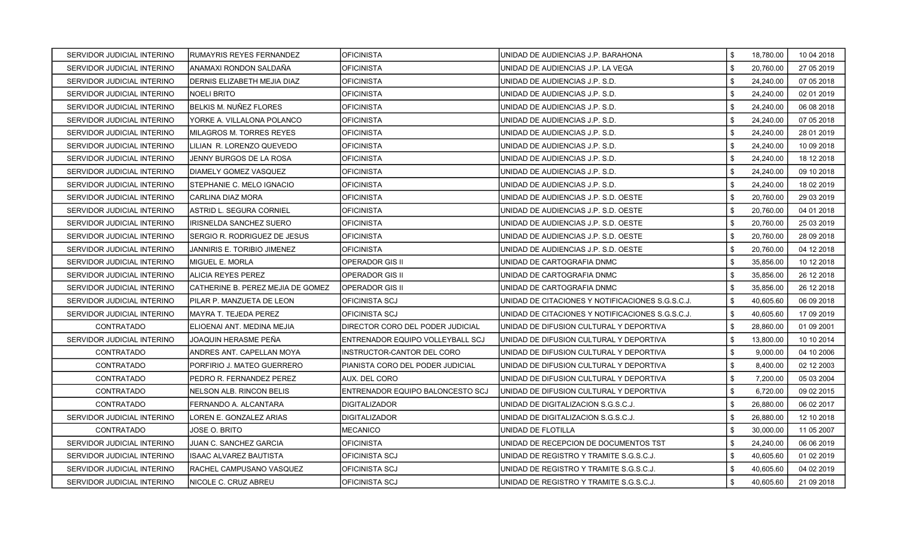| | | | | | | |
|---|---|---|---|---|---|---|
| SERVIDOR JUDICIAL INTERINO | RUMAYRIS REYES FERNANDEZ | OFICINISTA | UNIDAD DE AUDIENCIAS J.P. BARAHONA | $ | 18,780.00 | 10 04 2018 |
| SERVIDOR JUDICIAL INTERINO | ANAMAXI RONDON SALDAÑA | OFICINISTA | UNIDAD DE AUDIENCIAS J.P. LA VEGA | $ | 20,760.00 | 27 05 2019 |
| SERVIDOR JUDICIAL INTERINO | DERNIS ELIZABETH MEJIA DIAZ | OFICINISTA | UNIDAD DE AUDIENCIAS J.P. S.D. | $ | 24,240.00 | 07 05 2018 |
| SERVIDOR JUDICIAL INTERINO | NOELI BRITO | OFICINISTA | UNIDAD DE AUDIENCIAS J.P. S.D. | $ | 24,240.00 | 02 01 2019 |
| SERVIDOR JUDICIAL INTERINO | BELKIS M. NUÑEZ FLORES | OFICINISTA | UNIDAD DE AUDIENCIAS J.P. S.D. | $ | 24,240.00 | 06 08 2018 |
| SERVIDOR JUDICIAL INTERINO | YORKE A. VILLALONA POLANCO | OFICINISTA | UNIDAD DE AUDIENCIAS J.P. S.D. | $ | 24,240.00 | 07 05 2018 |
| SERVIDOR JUDICIAL INTERINO | MILAGROS M. TORRES REYES | OFICINISTA | UNIDAD DE AUDIENCIAS J.P. S.D. | $ | 24,240.00 | 28 01 2019 |
| SERVIDOR JUDICIAL INTERINO | LILIAN R. LORENZO QUEVEDO | OFICINISTA | UNIDAD DE AUDIENCIAS J.P. S.D. | $ | 24,240.00 | 10 09 2018 |
| SERVIDOR JUDICIAL INTERINO | JENNY BURGOS DE LA ROSA | OFICINISTA | UNIDAD DE AUDIENCIAS J.P. S.D. | $ | 24,240.00 | 18 12 2018 |
| SERVIDOR JUDICIAL INTERINO | DIAMELY GOMEZ VASQUEZ | OFICINISTA | UNIDAD DE AUDIENCIAS J.P. S.D. | $ | 24,240.00 | 09 10 2018 |
| SERVIDOR JUDICIAL INTERINO | STEPHANIE C. MELO IGNACIO | OFICINISTA | UNIDAD DE AUDIENCIAS J.P. S.D. | $ | 24,240.00 | 18 02 2019 |
| SERVIDOR JUDICIAL INTERINO | CARLINA DIAZ MORA | OFICINISTA | UNIDAD DE AUDIENCIAS J.P. S.D. OESTE | $ | 20,760.00 | 29 03 2019 |
| SERVIDOR JUDICIAL INTERINO | ASTRID L. SEGURA CORNIEL | OFICINISTA | UNIDAD DE AUDIENCIAS J.P. S.D. OESTE | $ | 20,760.00 | 04 01 2018 |
| SERVIDOR JUDICIAL INTERINO | IRISNELDA SANCHEZ SUERO | OFICINISTA | UNIDAD DE AUDIENCIAS J.P. S.D. OESTE | $ | 20,760.00 | 25 03 2019 |
| SERVIDOR JUDICIAL INTERINO | SERGIO R. RODRIGUEZ DE JESUS | OFICINISTA | UNIDAD DE AUDIENCIAS J.P. S.D. OESTE | $ | 20,760.00 | 28 09 2018 |
| SERVIDOR JUDICIAL INTERINO | JANNIRIS E. TORIBIO JIMENEZ | OFICINISTA | UNIDAD DE AUDIENCIAS J.P. S.D. OESTE | $ | 20,760.00 | 04 12 2018 |
| SERVIDOR JUDICIAL INTERINO | MIGUEL E. MORLA | OPERADOR GIS II | UNIDAD DE CARTOGRAFIA DNMC | $ | 35,856.00 | 10 12 2018 |
| SERVIDOR JUDICIAL INTERINO | ALICIA REYES PEREZ | OPERADOR GIS II | UNIDAD DE CARTOGRAFIA DNMC | $ | 35,856.00 | 26 12 2018 |
| SERVIDOR JUDICIAL INTERINO | CATHERINE B. PEREZ MEJIA DE GOMEZ | OPERADOR GIS II | UNIDAD DE CARTOGRAFIA DNMC | $ | 35,856.00 | 26 12 2018 |
| SERVIDOR JUDICIAL INTERINO | PILAR P. MANZUETA DE LEON | OFICINISTA SCJ | UNIDAD DE CITACIONES Y NOTIFICACIONES S.G.S.C.J. | $ | 40,605.60 | 06 09 2018 |
| SERVIDOR JUDICIAL INTERINO | MAYRA T. TEJEDA PEREZ | OFICINISTA SCJ | UNIDAD DE CITACIONES Y NOTIFICACIONES S.G.S.C.J. | $ | 40,605.60 | 17 09 2019 |
| CONTRATADO | ELIOENAI ANT. MEDINA MEJIA | DIRECTOR CORO DEL PODER JUDICIAL | UNIDAD DE DIFUSION CULTURAL Y DEPORTIVA | $ | 28,860.00 | 01 09 2001 |
| SERVIDOR JUDICIAL INTERINO | JOAQUIN HERASME PEÑA | ENTRENADOR EQUIPO VOLLEYBALL SCJ | UNIDAD DE DIFUSION CULTURAL Y DEPORTIVA | $ | 13,800.00 | 10 10 2014 |
| CONTRATADO | ANDRES ANT. CAPELLAN MOYA | INSTRUCTOR-CANTOR DEL CORO | UNIDAD DE DIFUSION CULTURAL Y DEPORTIVA | $ | 9,000.00 | 04 10 2006 |
| CONTRATADO | PORFIRIO J. MATEO GUERRERO | PIANISTA CORO DEL PODER JUDICIAL | UNIDAD DE DIFUSION CULTURAL Y DEPORTIVA | $ | 8,400.00 | 02 12 2003 |
| CONTRATADO | PEDRO R. FERNANDEZ PEREZ | AUX. DEL CORO | UNIDAD DE DIFUSION CULTURAL Y DEPORTIVA | $ | 7,200.00 | 05 03 2004 |
| CONTRATADO | NELSON ALB. RINCON BELIS | ENTRENADOR EQUIPO BALONCESTO SCJ | UNIDAD DE DIFUSION CULTURAL Y DEPORTIVA | $ | 6,720.00 | 09 02 2015 |
| CONTRATADO | FERNANDO A. ALCANTARA | DIGITALIZADOR | UNIDAD DE DIGITALIZACION S.G.S.C.J. | $ | 26,880.00 | 06 02 2017 |
| SERVIDOR JUDICIAL INTERINO | LOREN E. GONZALEZ ARIAS | DIGITALIZADOR | UNIDAD DE DIGITALIZACION S.G.S.C.J. | $ | 26,880.00 | 12 10 2018 |
| CONTRATADO | JOSE O. BRITO | MECANICO | UNIDAD DE FLOTILLA | $ | 30,000.00 | 11 05 2007 |
| SERVIDOR JUDICIAL INTERINO | JUAN C. SANCHEZ GARCIA | OFICINISTA | UNIDAD DE RECEPCION DE DOCUMENTOS TST | $ | 24,240.00 | 06 06 2019 |
| SERVIDOR JUDICIAL INTERINO | ISAAC ALVAREZ BAUTISTA | OFICINISTA SCJ | UNIDAD DE REGISTRO Y TRAMITE S.G.S.C.J. | $ | 40,605.60 | 01 02 2019 |
| SERVIDOR JUDICIAL INTERINO | RACHEL CAMPUSANO VASQUEZ | OFICINISTA SCJ | UNIDAD DE REGISTRO Y TRAMITE S.G.S.C.J. | $ | 40,605.60 | 04 02 2019 |
| SERVIDOR JUDICIAL INTERINO | NICOLE C. CRUZ ABREU | OFICINISTA SCJ | UNIDAD DE REGISTRO Y TRAMITE S.G.S.C.J. | $ | 40,605.60 | 21 09 2018 |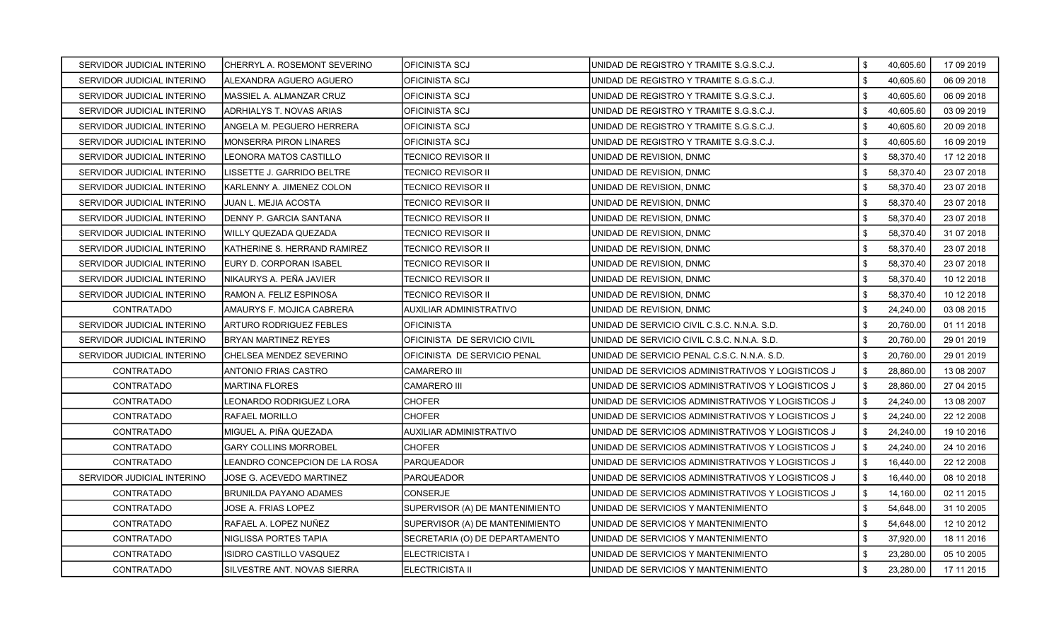| | | | | | | |
|---|---|---|---|---|---|---|
| SERVIDOR JUDICIAL INTERINO | CHERRYL A. ROSEMONT SEVERINO | OFICINISTA SCJ | UNIDAD DE REGISTRO Y TRAMITE S.G.S.C.J. | $ | 40,605.60 | 17 09 2019 |
| SERVIDOR JUDICIAL INTERINO | ALEXANDRA AGUERO AGUERO | OFICINISTA SCJ | UNIDAD DE REGISTRO Y TRAMITE S.G.S.C.J. | $ | 40,605.60 | 06 09 2018 |
| SERVIDOR JUDICIAL INTERINO | MASSIEL A. ALMANZAR CRUZ | OFICINISTA SCJ | UNIDAD DE REGISTRO Y TRAMITE S.G.S.C.J. | $ | 40,605.60 | 06 09 2018 |
| SERVIDOR JUDICIAL INTERINO | ADRHIALYS T. NOVAS ARIAS | OFICINISTA SCJ | UNIDAD DE REGISTRO Y TRAMITE S.G.S.C.J. | $ | 40,605.60 | 03 09 2019 |
| SERVIDOR JUDICIAL INTERINO | ANGELA M. PEGUERO HERRERA | OFICINISTA SCJ | UNIDAD DE REGISTRO Y TRAMITE S.G.S.C.J. | $ | 40,605.60 | 20 09 2018 |
| SERVIDOR JUDICIAL INTERINO | MONSERRA PIRON LINARES | OFICINISTA SCJ | UNIDAD DE REGISTRO Y TRAMITE S.G.S.C.J. | $ | 40,605.60 | 16 09 2019 |
| SERVIDOR JUDICIAL INTERINO | LEONORA MATOS CASTILLO | TECNICO REVISOR II | UNIDAD DE REVISION, DNMC | $ | 58,370.40 | 17 12 2018 |
| SERVIDOR JUDICIAL INTERINO | LISSETTE J. GARRIDO BELTRE | TECNICO REVISOR II | UNIDAD DE REVISION, DNMC | $ | 58,370.40 | 23 07 2018 |
| SERVIDOR JUDICIAL INTERINO | KARLENNY A. JIMENEZ COLON | TECNICO REVISOR II | UNIDAD DE REVISION, DNMC | $ | 58,370.40 | 23 07 2018 |
| SERVIDOR JUDICIAL INTERINO | JUAN L. MEJIA ACOSTA | TECNICO REVISOR II | UNIDAD DE REVISION, DNMC | $ | 58,370.40 | 23 07 2018 |
| SERVIDOR JUDICIAL INTERINO | DENNY P. GARCIA SANTANA | TECNICO REVISOR II | UNIDAD DE REVISION, DNMC | $ | 58,370.40 | 23 07 2018 |
| SERVIDOR JUDICIAL INTERINO | WILLY QUEZADA QUEZADA | TECNICO REVISOR II | UNIDAD DE REVISION, DNMC | $ | 58,370.40 | 31 07 2018 |
| SERVIDOR JUDICIAL INTERINO | KATHERINE S. HERRAND RAMIREZ | TECNICO REVISOR II | UNIDAD DE REVISION, DNMC | $ | 58,370.40 | 23 07 2018 |
| SERVIDOR JUDICIAL INTERINO | EURY D. CORPORAN ISABEL | TECNICO REVISOR II | UNIDAD DE REVISION, DNMC | $ | 58,370.40 | 23 07 2018 |
| SERVIDOR JUDICIAL INTERINO | NIKAURYS A. PEÑA JAVIER | TECNICO REVISOR II | UNIDAD DE REVISION, DNMC | $ | 58,370.40 | 10 12 2018 |
| SERVIDOR JUDICIAL INTERINO | RAMON A. FELIZ ESPINOSA | TECNICO REVISOR II | UNIDAD DE REVISION, DNMC | $ | 58,370.40 | 10 12 2018 |
| CONTRATADO | AMAURYS F. MOJICA CABRERA | AUXILIAR ADMINISTRATIVO | UNIDAD DE REVISION, DNMC | $ | 24,240.00 | 03 08 2015 |
| SERVIDOR JUDICIAL INTERINO | ARTURO RODRIGUEZ FEBLES | OFICINISTA | UNIDAD DE SERVICIO CIVIL C.S.C. N.N.A. S.D. | $ | 20,760.00 | 01 11 2018 |
| SERVIDOR JUDICIAL INTERINO | BRYAN MARTINEZ REYES | OFICINISTA DE SERVICIO CIVIL | UNIDAD DE SERVICIO CIVIL C.S.C. N.N.A. S.D. | $ | 20,760.00 | 29 01 2019 |
| SERVIDOR JUDICIAL INTERINO | CHELSEA MENDEZ SEVERINO | OFICINISTA DE SERVICIO PENAL | UNIDAD DE SERVICIO PENAL C.S.C. N.N.A. S.D. | $ | 20,760.00 | 29 01 2019 |
| CONTRATADO | ANTONIO FRIAS CASTRO | CAMARERO III | UNIDAD DE SERVICIOS ADMINISTRATIVOS Y LOGISTICOS J | $ | 28,860.00 | 13 08 2007 |
| CONTRATADO | MARTINA FLORES | CAMARERO III | UNIDAD DE SERVICIOS ADMINISTRATIVOS Y LOGISTICOS J | $ | 28,860.00 | 27 04 2015 |
| CONTRATADO | LEONARDO RODRIGUEZ LORA | CHOFER | UNIDAD DE SERVICIOS ADMINISTRATIVOS Y LOGISTICOS J | $ | 24,240.00 | 13 08 2007 |
| CONTRATADO | RAFAEL MORILLO | CHOFER | UNIDAD DE SERVICIOS ADMINISTRATIVOS Y LOGISTICOS J | $ | 24,240.00 | 22 12 2008 |
| CONTRATADO | MIGUEL A. PIÑA QUEZADA | AUXILIAR ADMINISTRATIVO | UNIDAD DE SERVICIOS ADMINISTRATIVOS Y LOGISTICOS J | $ | 24,240.00 | 19 10 2016 |
| CONTRATADO | GARY COLLINS MORROBEL | CHOFER | UNIDAD DE SERVICIOS ADMINISTRATIVOS Y LOGISTICOS J | $ | 24,240.00 | 24 10 2016 |
| CONTRATADO | LEANDRO CONCEPCION DE LA ROSA | PARQUEADOR | UNIDAD DE SERVICIOS ADMINISTRATIVOS Y LOGISTICOS J | $ | 16,440.00 | 22 12 2008 |
| SERVIDOR JUDICIAL INTERINO | JOSE G. ACEVEDO MARTINEZ | PARQUEADOR | UNIDAD DE SERVICIOS ADMINISTRATIVOS Y LOGISTICOS J | $ | 16,440.00 | 08 10 2018 |
| CONTRATADO | BRUNILDA PAYANO ADAMES | CONSERJE | UNIDAD DE SERVICIOS ADMINISTRATIVOS Y LOGISTICOS J | $ | 14,160.00 | 02 11 2015 |
| CONTRATADO | JOSE A. FRIAS LOPEZ | SUPERVISOR (A) DE MANTENIMIENTO | UNIDAD DE SERVICIOS Y MANTENIMIENTO | $ | 54,648.00 | 31 10 2005 |
| CONTRATADO | RAFAEL A. LOPEZ NUÑEZ | SUPERVISOR (A) DE MANTENIMIENTO | UNIDAD DE SERVICIOS Y MANTENIMIENTO | $ | 54,648.00 | 12 10 2012 |
| CONTRATADO | NIGLISSA PORTES TAPIA | SECRETARIA (O) DE DEPARTAMENTO | UNIDAD DE SERVICIOS Y MANTENIMIENTO | $ | 37,920.00 | 18 11 2016 |
| CONTRATADO | ISIDRO CASTILLO VASQUEZ | ELECTRICISTA I | UNIDAD DE SERVICIOS Y MANTENIMIENTO | $ | 23,280.00 | 05 10 2005 |
| CONTRATADO | SILVESTRE ANT. NOVAS SIERRA | ELECTRICISTA II | UNIDAD DE SERVICIOS Y MANTENIMIENTO | $ | 23,280.00 | 17 11 2015 |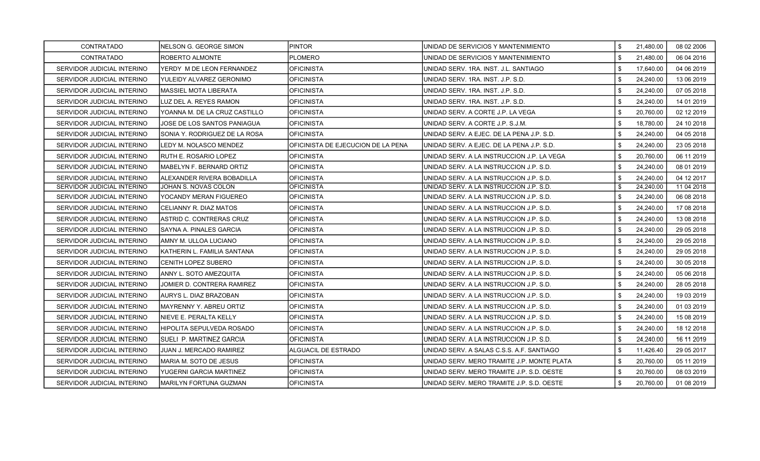| | | | | | | |
|---|---|---|---|---|---|---|
| CONTRATADO | NELSON G. GEORGE SIMON | PINTOR | UNIDAD DE SERVICIOS Y MANTENIMIENTO | $ | 21,480.00 | 08 02 2006 |
| CONTRATADO | ROBERTO ALMONTE | PLOMERO | UNIDAD DE SERVICIOS Y MANTENIMIENTO | $ | 21,480.00 | 06 04 2016 |
| SERVIDOR JUDICIAL INTERINO | YERDY M DE LEON FERNANDEZ | OFICINISTA | UNIDAD SERV. 1RA. INST. J.L. SANTIAGO | $ | 17,640.00 | 04 06 2019 |
| SERVIDOR JUDICIAL INTERINO | YULEIDY ALVAREZ GERONIMO | OFICINISTA | UNIDAD SERV. 1RA. INST. J.P. S.D. | $ | 24,240.00 | 13 06 2019 |
| SERVIDOR JUDICIAL INTERINO | MASSIEL MOTA LIBERATA | OFICINISTA | UNIDAD SERV. 1RA. INST. J.P. S.D. | $ | 24,240.00 | 07 05 2018 |
| SERVIDOR JUDICIAL INTERINO | LUZ DEL A. REYES RAMON | OFICINISTA | UNIDAD SERV. 1RA. INST. J.P. S.D. | $ | 24,240.00 | 14 01 2019 |
| SERVIDOR JUDICIAL INTERINO | YOANNA M. DE LA CRUZ CASTILLO | OFICINISTA | UNIDAD SERV. A CORTE J.P. LA VEGA | $ | 20,760.00 | 02 12 2019 |
| SERVIDOR JUDICIAL INTERINO | JOSE DE LOS SANTOS PANIAGUA | OFICINISTA | UNIDAD SERV. A CORTE J.P. S.J.M. | $ | 18,780.00 | 24 10 2018 |
| SERVIDOR JUDICIAL INTERINO | SONIA Y. RODRIGUEZ DE LA ROSA | OFICINISTA | UNIDAD SERV. A EJEC. DE LA PENA J.P. S.D. | $ | 24,240.00 | 04 05 2018 |
| SERVIDOR JUDICIAL INTERINO | LEDY M. NOLASCO MENDEZ | OFICINISTA DE EJECUCION DE LA PENA | UNIDAD SERV. A EJEC. DE LA PENA J.P. S.D. | $ | 24,240.00 | 23 05 2018 |
| SERVIDOR JUDICIAL INTERINO | RUTH E. ROSARIO LOPEZ | OFICINISTA | UNIDAD SERV. A LA INSTRUCCION J.P. LA VEGA | $ | 20,760.00 | 06 11 2019 |
| SERVIDOR JUDICIAL INTERINO | MABELYN F. BERNARD ORTIZ | OFICINISTA | UNIDAD SERV. A LA INSTRUCCION J.P. S.D. | $ | 24,240.00 | 08 01 2019 |
| SERVIDOR JUDICIAL INTERINO | ALEXANDER RIVERA BOBADILLA | OFICINISTA | UNIDAD SERV. A LA INSTRUCCION J.P. S.D. | $ | 24,240.00 | 04 12 2017 |
| SERVIDOR JUDICIAL INTERINO | JOHAN S. NOVAS COLON | OFICINISTA | UNIDAD SERV. A LA INSTRUCCION J.P. S.D. | $ | 24,240.00 | 11 04 2018 |
| SERVIDOR JUDICIAL INTERINO | YOCANDY MERAN FIGUEREO | OFICINISTA | UNIDAD SERV. A LA INSTRUCCION J.P. S.D. | $ | 24,240.00 | 06 08 2018 |
| SERVIDOR JUDICIAL INTERINO | CELIANNY R. DIAZ MATOS | OFICINISTA | UNIDAD SERV. A LA INSTRUCCION J.P. S.D. | $ | 24,240.00 | 17 08 2018 |
| SERVIDOR JUDICIAL INTERINO | ASTRID C. CONTRERAS CRUZ | OFICINISTA | UNIDAD SERV. A LA INSTRUCCION J.P. S.D. | $ | 24,240.00 | 13 08 2018 |
| SERVIDOR JUDICIAL INTERINO | SAYNA A. PINALES GARCIA | OFICINISTA | UNIDAD SERV. A LA INSTRUCCION J.P. S.D. | $ | 24,240.00 | 29 05 2018 |
| SERVIDOR JUDICIAL INTERINO | AMNY M. ULLOA LUCIANO | OFICINISTA | UNIDAD SERV. A LA INSTRUCCION J.P. S.D. | $ | 24,240.00 | 29 05 2018 |
| SERVIDOR JUDICIAL INTERINO | KATHERIN L. FAMILIA SANTANA | OFICINISTA | UNIDAD SERV. A LA INSTRUCCION J.P. S.D. | $ | 24,240.00 | 29 05 2018 |
| SERVIDOR JUDICIAL INTERINO | CENITH LOPEZ SUBERO | OFICINISTA | UNIDAD SERV. A LA INSTRUCCION J.P. S.D. | $ | 24,240.00 | 30 05 2018 |
| SERVIDOR JUDICIAL INTERINO | ANNY L. SOTO AMEZQUITA | OFICINISTA | UNIDAD SERV. A LA INSTRUCCION J.P. S.D. | $ | 24,240.00 | 05 06 2018 |
| SERVIDOR JUDICIAL INTERINO | JOMIER D. CONTRERA RAMIREZ | OFICINISTA | UNIDAD SERV. A LA INSTRUCCION J.P. S.D. | $ | 24,240.00 | 28 05 2018 |
| SERVIDOR JUDICIAL INTERINO | AURYS L. DIAZ BRAZOBAN | OFICINISTA | UNIDAD SERV. A LA INSTRUCCION J.P. S.D. | $ | 24,240.00 | 19 03 2019 |
| SERVIDOR JUDICIAL INTERINO | MAYRENNY Y. ABREU ORTIZ | OFICINISTA | UNIDAD SERV. A LA INSTRUCCION J.P. S.D. | $ | 24,240.00 | 01 03 2019 |
| SERVIDOR JUDICIAL INTERINO | NIEVE E. PERALTA KELLY | OFICINISTA | UNIDAD SERV. A LA INSTRUCCION J.P. S.D. | $ | 24,240.00 | 15 08 2019 |
| SERVIDOR JUDICIAL INTERINO | HIPOLITA SEPULVEDA ROSADO | OFICINISTA | UNIDAD SERV. A LA INSTRUCCION J.P. S.D. | $ | 24,240.00 | 18 12 2018 |
| SERVIDOR JUDICIAL INTERINO | SUELI P. MARTINEZ GARCIA | OFICINISTA | UNIDAD SERV. A LA INSTRUCCION J.P. S.D. | $ | 24,240.00 | 16 11 2019 |
| SERVIDOR JUDICIAL INTERINO | JUAN J. MERCADO RAMIREZ | ALGUACIL DE ESTRADO | UNIDAD SERV. A SALAS C.S.S. A.F. SANTIAGO | $ | 11,426.40 | 29 05 2017 |
| SERVIDOR JUDICIAL INTERINO | MARIA M. SOTO DE JESUS | OFICINISTA | UNIDAD SERV. MERO TRAMITE J.P. MONTE PLATA | $ | 20,760.00 | 05 11 2019 |
| SERVIDOR JUDICIAL INTERINO | YUGERNI GARCIA MARTINEZ | OFICINISTA | UNIDAD SERV. MERO TRAMITE J.P. S.D. OESTE | $ | 20,760.00 | 08 03 2019 |
| SERVIDOR JUDICIAL INTERINO | MARILYN FORTUNA GUZMAN | OFICINISTA | UNIDAD SERV. MERO TRAMITE J.P. S.D. OESTE | $ | 20,760.00 | 01 08 2019 |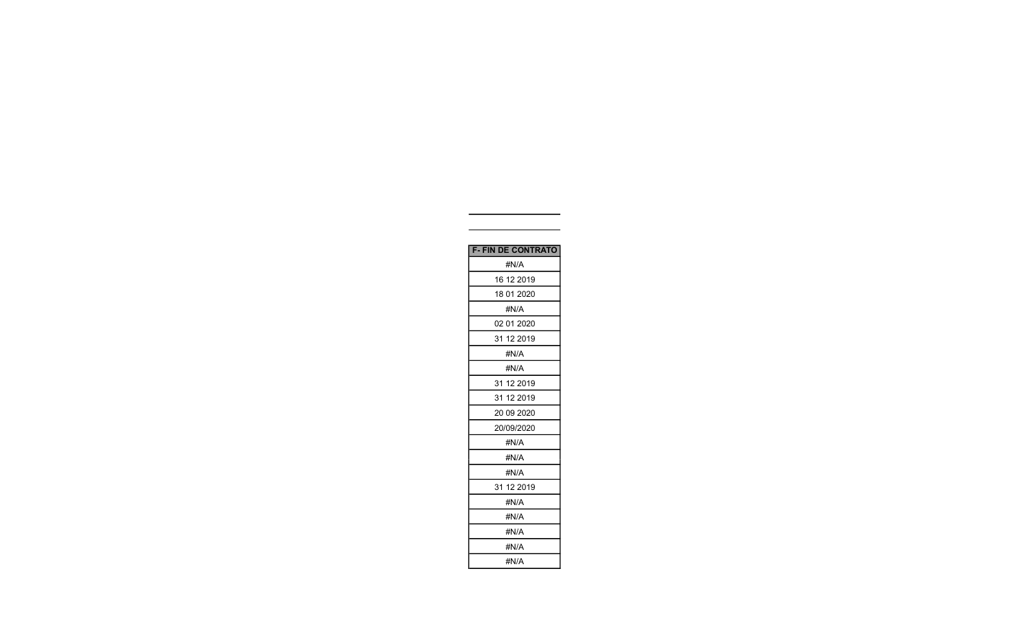| F- FIN DE CONTRATO |
| --- |
| #N/A |
| 16 12 2019 |
| 18 01 2020 |
| #N/A |
| 02 01 2020 |
| 31 12 2019 |
| #N/A |
| #N/A |
| 31 12 2019 |
| 31 12 2019 |
| 20 09 2020 |
| 20/09/2020 |
| #N/A |
| #N/A |
| #N/A |
| 31 12 2019 |
| #N/A |
| #N/A |
| #N/A |
| #N/A |
| #N/A |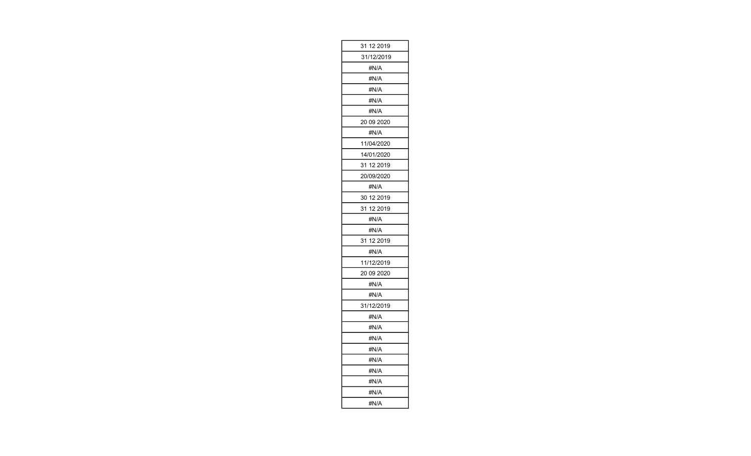| 31 12 2019 |
| --- |
| 31/12/2019 |
| #N/A |
| #N/A |
| #N/A |
| #N/A |
| #N/A |
| 20 09 2020 |
| #N/A |
| 11/04/2020 |
| 14/01/2020 |
| 31 12 2019 |
| 20/09/2020 |
| #N/A |
| 30 12 2019 |
| 31 12 2019 |
| #N/A |
| #N/A |
| 31 12 2019 |
| #N/A |
| 11/12/2019 |
| 20 09 2020 |
| #N/A |
| #N/A |
| 31/12/2019 |
| #N/A |
| #N/A |
| #N/A |
| #N/A |
| #N/A |
| #N/A |
| #N/A |
| #N/A |
| #N/A |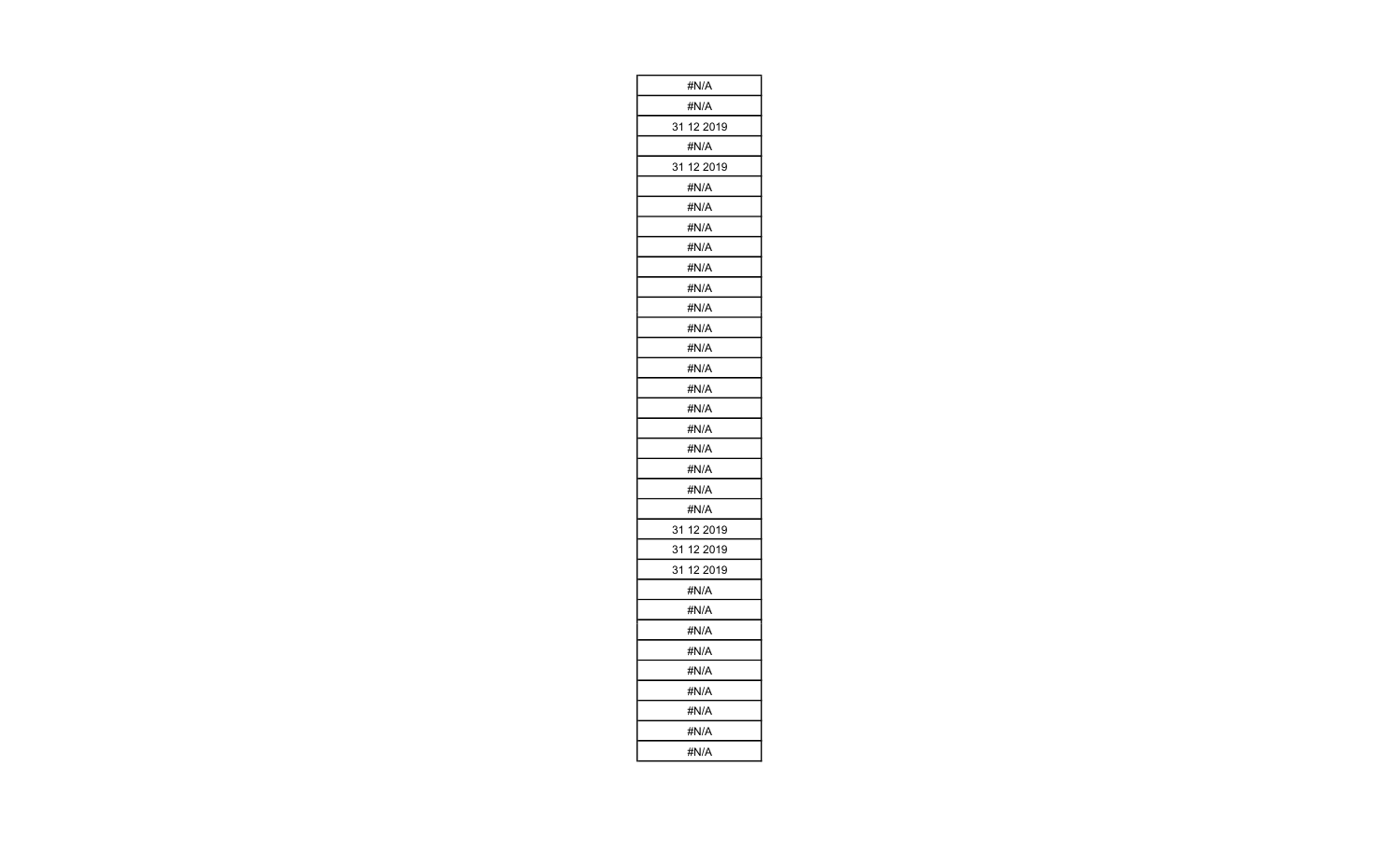| #N/A |
| --- |
| #N/A |
| 31 12 2019 |
| #N/A |
| 31 12 2019 |
| #N/A |
| #N/A |
| #N/A |
| #N/A |
| #N/A |
| #N/A |
| #N/A |
| #N/A |
| #N/A |
| #N/A |
| #N/A |
| #N/A |
| #N/A |
| #N/A |
| #N/A |
| #N/A |
| #N/A |
| 31 12 2019 |
| 31 12 2019 |
| 31 12 2019 |
| #N/A |
| #N/A |
| #N/A |
| #N/A |
| #N/A |
| #N/A |
| #N/A |
| #N/A |
| #N/A |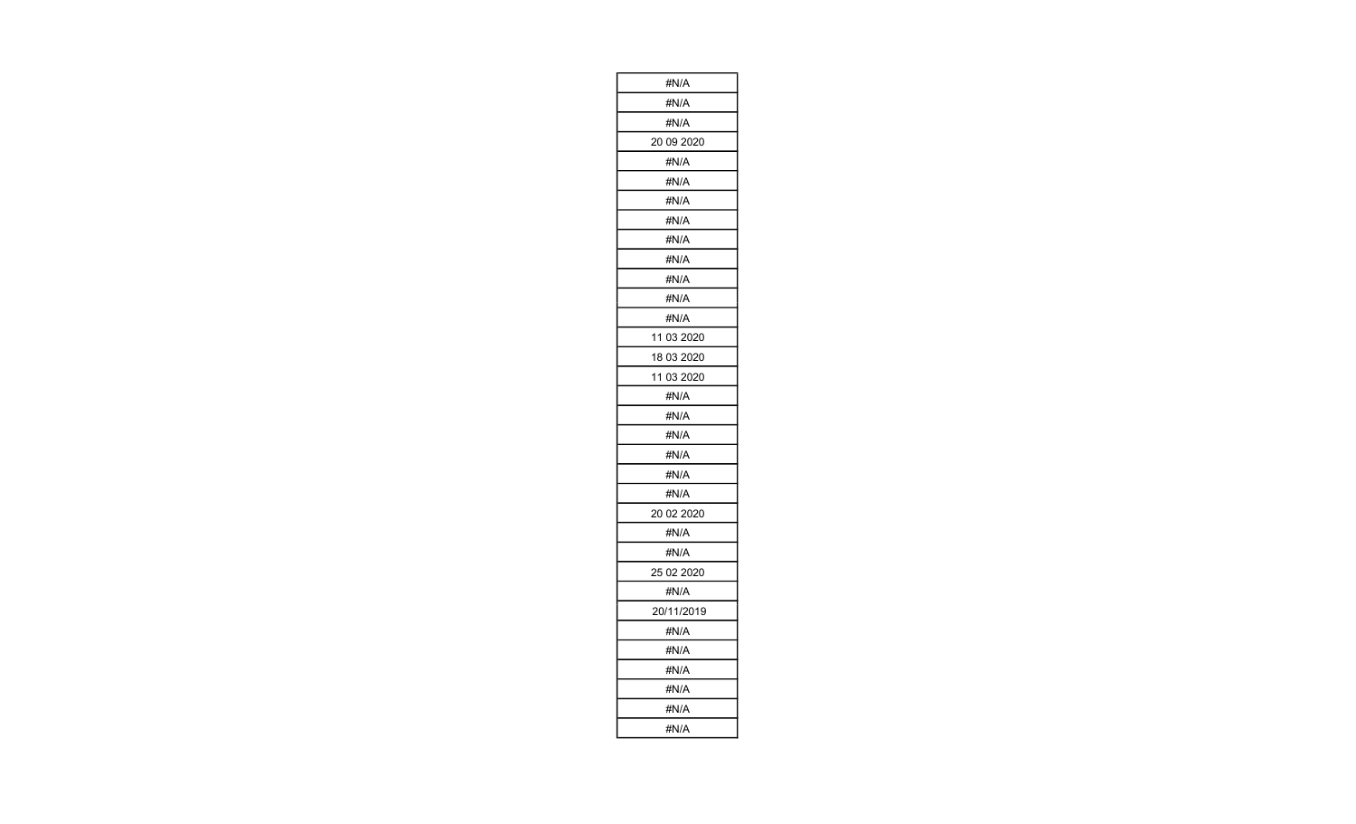| #N/A |
| --- |
| #N/A |
| #N/A |
| 20 09 2020 |
| #N/A |
| #N/A |
| #N/A |
| #N/A |
| #N/A |
| #N/A |
| #N/A |
| #N/A |
| #N/A |
| 11 03 2020 |
| 18 03 2020 |
| 11 03 2020 |
| #N/A |
| #N/A |
| #N/A |
| #N/A |
| #N/A |
| #N/A |
| 20 02 2020 |
| #N/A |
| #N/A |
| 25 02 2020 |
| #N/A |
| 20/11/2019 |
| #N/A |
| #N/A |
| #N/A |
| #N/A |
| #N/A |
| #N/A |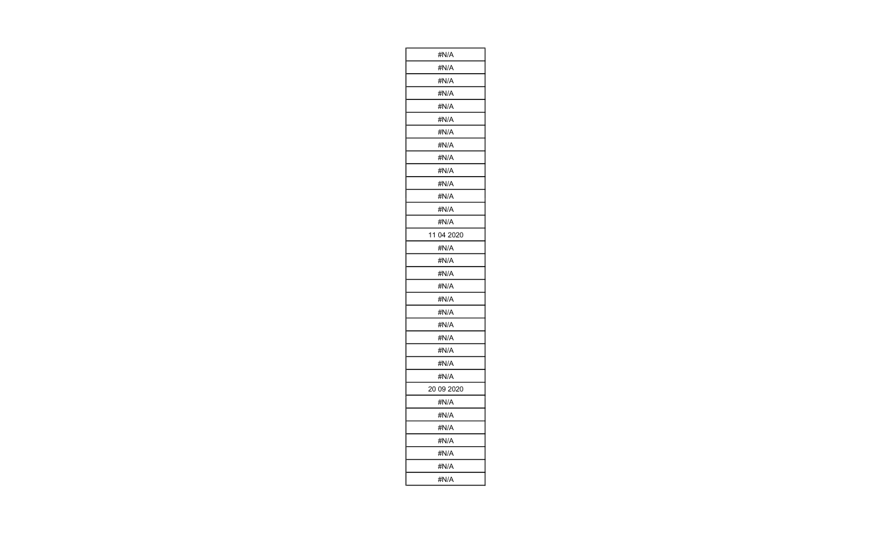| #N/A |
| --- |
| #N/A |
| #N/A |
| #N/A |
| #N/A |
| #N/A |
| #N/A |
| #N/A |
| #N/A |
| #N/A |
| #N/A |
| #N/A |
| #N/A |
| #N/A |
| 11 04 2020 |
| #N/A |
| #N/A |
| #N/A |
| #N/A |
| #N/A |
| #N/A |
| #N/A |
| #N/A |
| #N/A |
| #N/A |
| #N/A |
| 20 09 2020 |
| #N/A |
| #N/A |
| #N/A |
| #N/A |
| #N/A |
| #N/A |
| #N/A |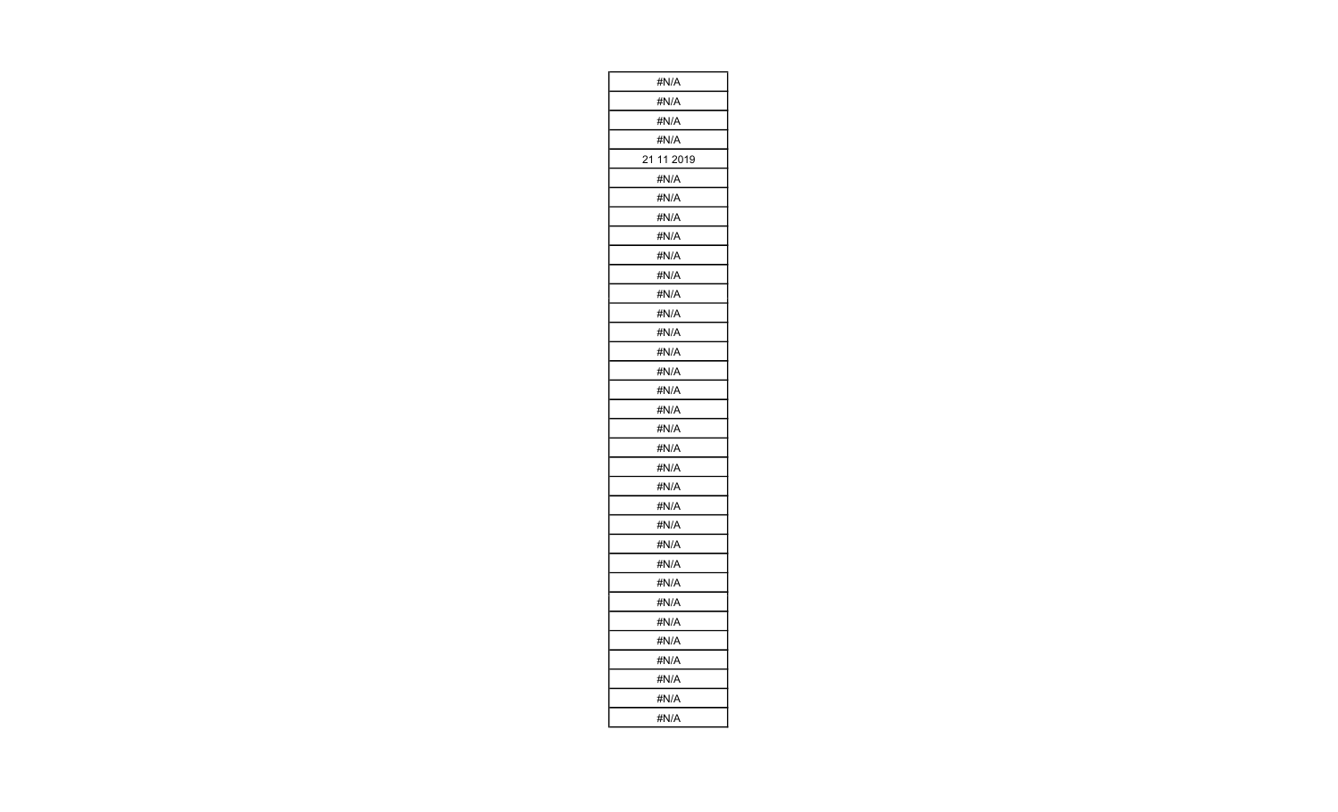| #N/A |
| --- |
| #N/A |
| #N/A |
| #N/A |
| 21 11 2019 |
| #N/A |
| #N/A |
| #N/A |
| #N/A |
| #N/A |
| #N/A |
| #N/A |
| #N/A |
| #N/A |
| #N/A |
| #N/A |
| #N/A |
| #N/A |
| #N/A |
| #N/A |
| #N/A |
| #N/A |
| #N/A |
| #N/A |
| #N/A |
| #N/A |
| #N/A |
| #N/A |
| #N/A |
| #N/A |
| #N/A |
| #N/A |
| #N/A |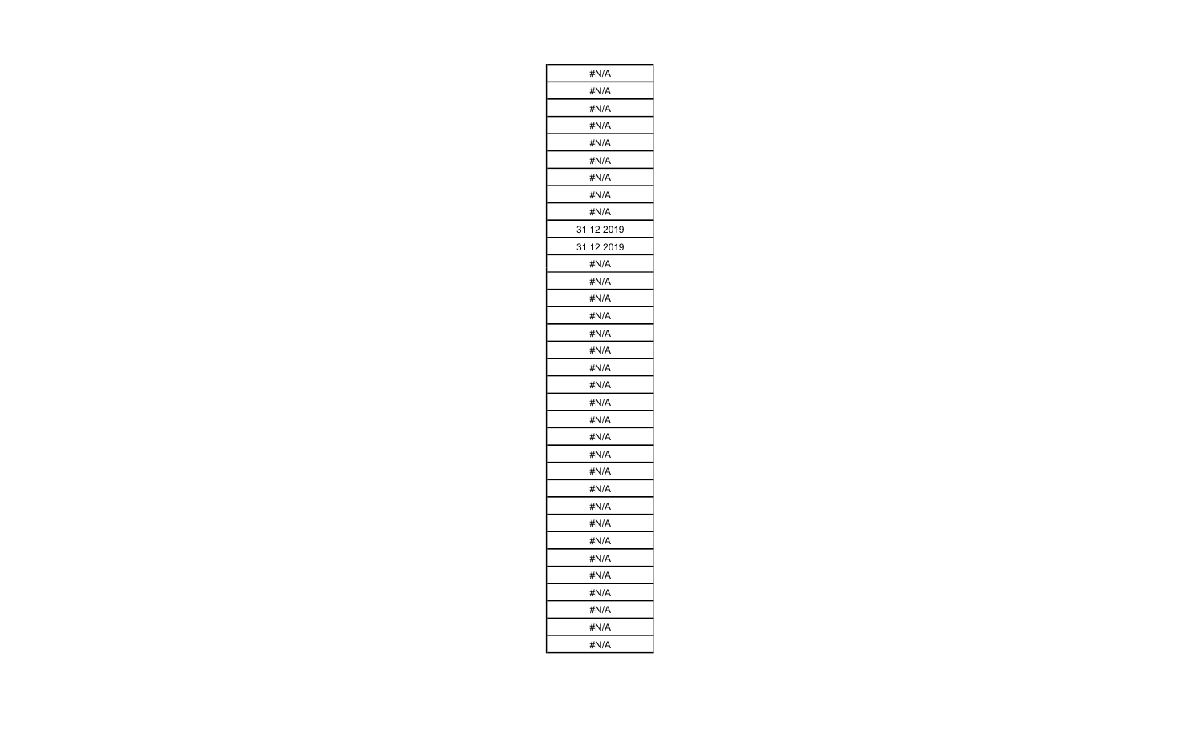| #N/A |
| --- |
| #N/A |
| #N/A |
| #N/A |
| #N/A |
| #N/A |
| #N/A |
| #N/A |
| #N/A |
| 31 12 2019 |
| 31 12 2019 |
| #N/A |
| #N/A |
| #N/A |
| #N/A |
| #N/A |
| #N/A |
| #N/A |
| #N/A |
| #N/A |
| #N/A |
| #N/A |
| #N/A |
| #N/A |
| #N/A |
| #N/A |
| #N/A |
| #N/A |
| #N/A |
| #N/A |
| #N/A |
| #N/A |
| #N/A |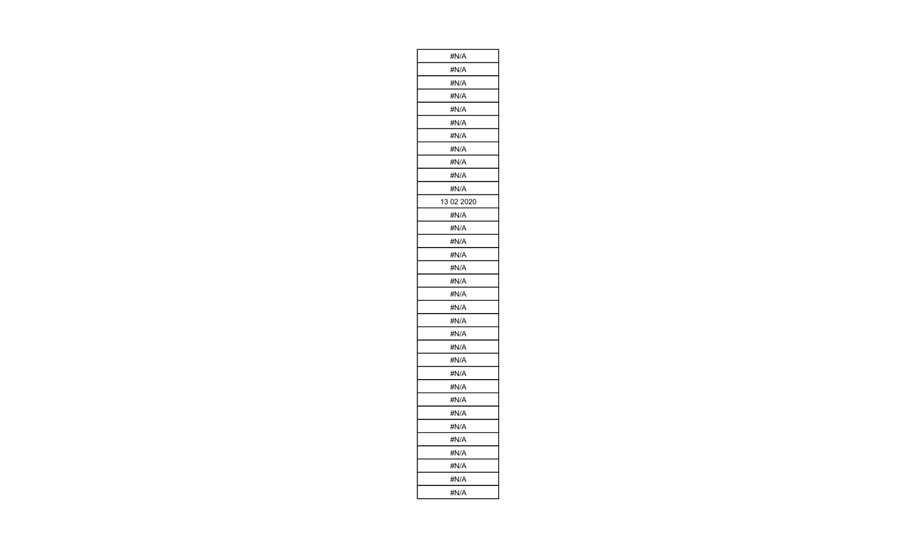| #N/A |
| --- |
| #N/A |
| #N/A |
| #N/A |
| #N/A |
| #N/A |
| #N/A |
| #N/A |
| #N/A |
| #N/A |
| #N/A |
| 13 02 2020 |
| #N/A |
| #N/A |
| #N/A |
| #N/A |
| #N/A |
| #N/A |
| #N/A |
| #N/A |
| #N/A |
| #N/A |
| #N/A |
| #N/A |
| #N/A |
| #N/A |
| #N/A |
| #N/A |
| #N/A |
| #N/A |
| #N/A |
| #N/A |
| #N/A |
| #N/A |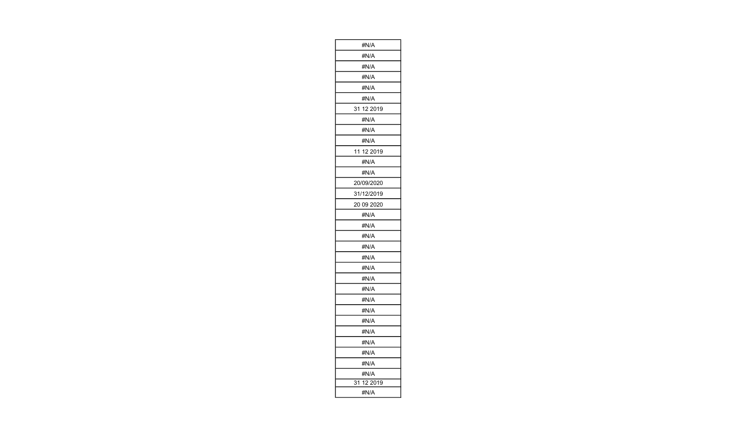| #N/A |
| --- |
| #N/A |
| #N/A |
| #N/A |
| #N/A |
| #N/A |
| 31 12 2019 |
| #N/A |
| #N/A |
| #N/A |
| 11 12 2019 |
| #N/A |
| #N/A |
| 20/09/2020 |
| 31/12/2019 |
| 20 09 2020 |
| #N/A |
| #N/A |
| #N/A |
| #N/A |
| #N/A |
| #N/A |
| #N/A |
| #N/A |
| #N/A |
| #N/A |
| #N/A |
| #N/A |
| #N/A |
| #N/A |
| #N/A |
| #N/A |
| 31 12 2019 |
| #N/A |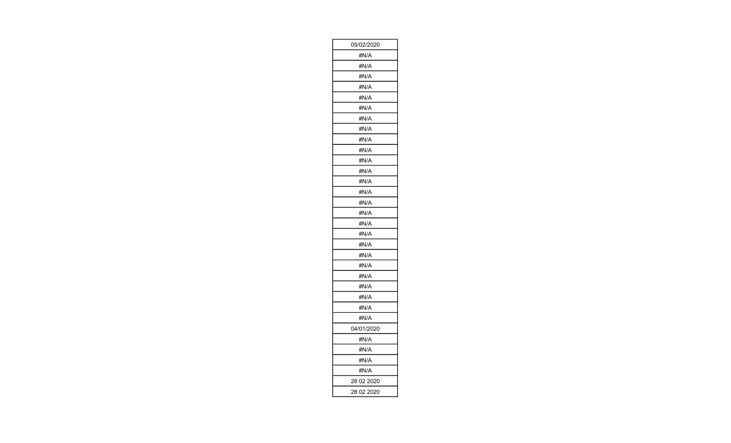| 05/02/2020 |
| --- |
| #N/A |
| #N/A |
| #N/A |
| #N/A |
| #N/A |
| #N/A |
| #N/A |
| #N/A |
| #N/A |
| #N/A |
| #N/A |
| #N/A |
| #N/A |
| #N/A |
| #N/A |
| #N/A |
| #N/A |
| #N/A |
| #N/A |
| #N/A |
| #N/A |
| #N/A |
| #N/A |
| #N/A |
| #N/A |
| #N/A |
| 04/01/2020 |
| #N/A |
| #N/A |
| #N/A |
| #N/A |
| 28 02 2020 |
| 28 02 2020 |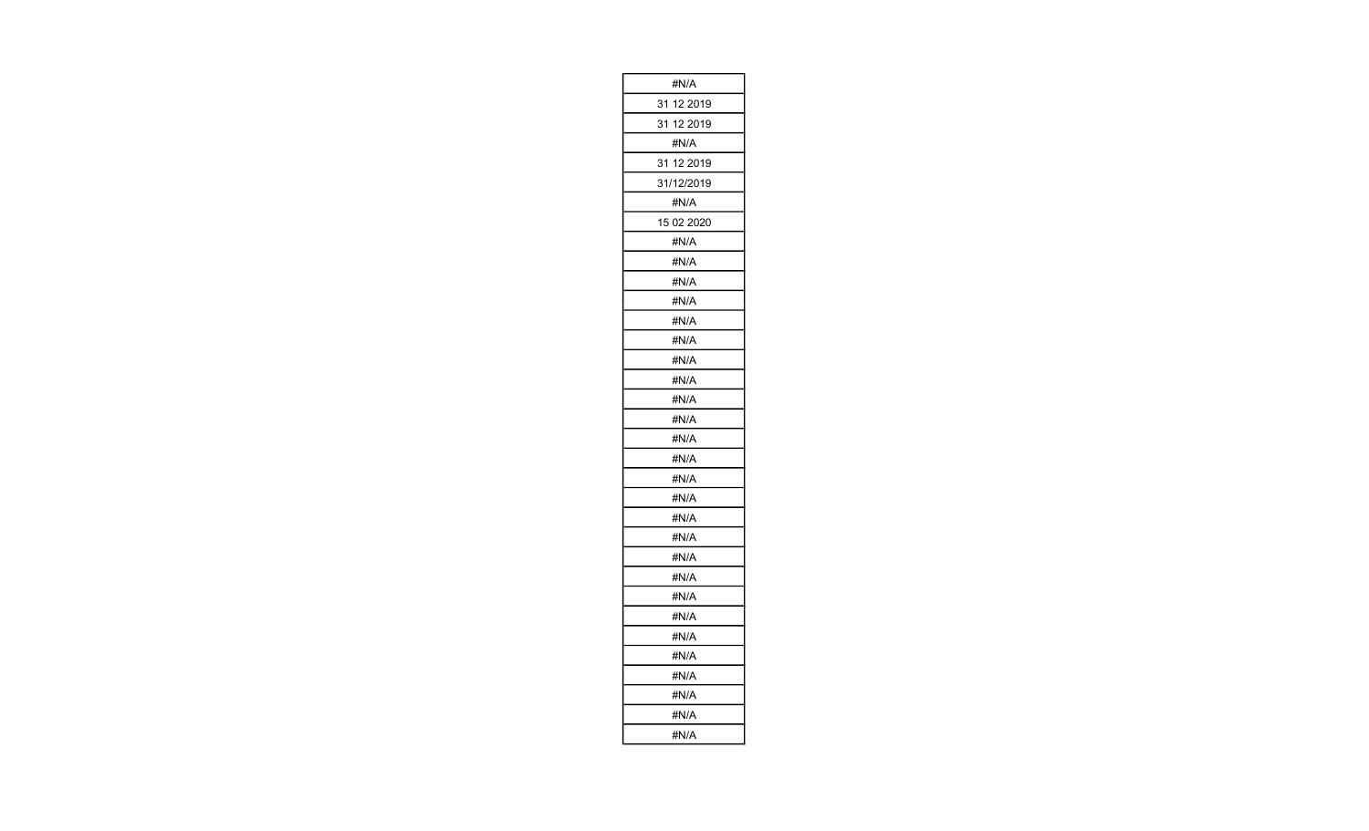| #N/A |
| --- |
| 31 12 2019 |
| 31 12 2019 |
| #N/A |
| 31 12 2019 |
| 31/12/2019 |
| #N/A |
| 15 02 2020 |
| #N/A |
| #N/A |
| #N/A |
| #N/A |
| #N/A |
| #N/A |
| #N/A |
| #N/A |
| #N/A |
| #N/A |
| #N/A |
| #N/A |
| #N/A |
| #N/A |
| #N/A |
| #N/A |
| #N/A |
| #N/A |
| #N/A |
| #N/A |
| #N/A |
| #N/A |
| #N/A |
| #N/A |
| #N/A |
| #N/A |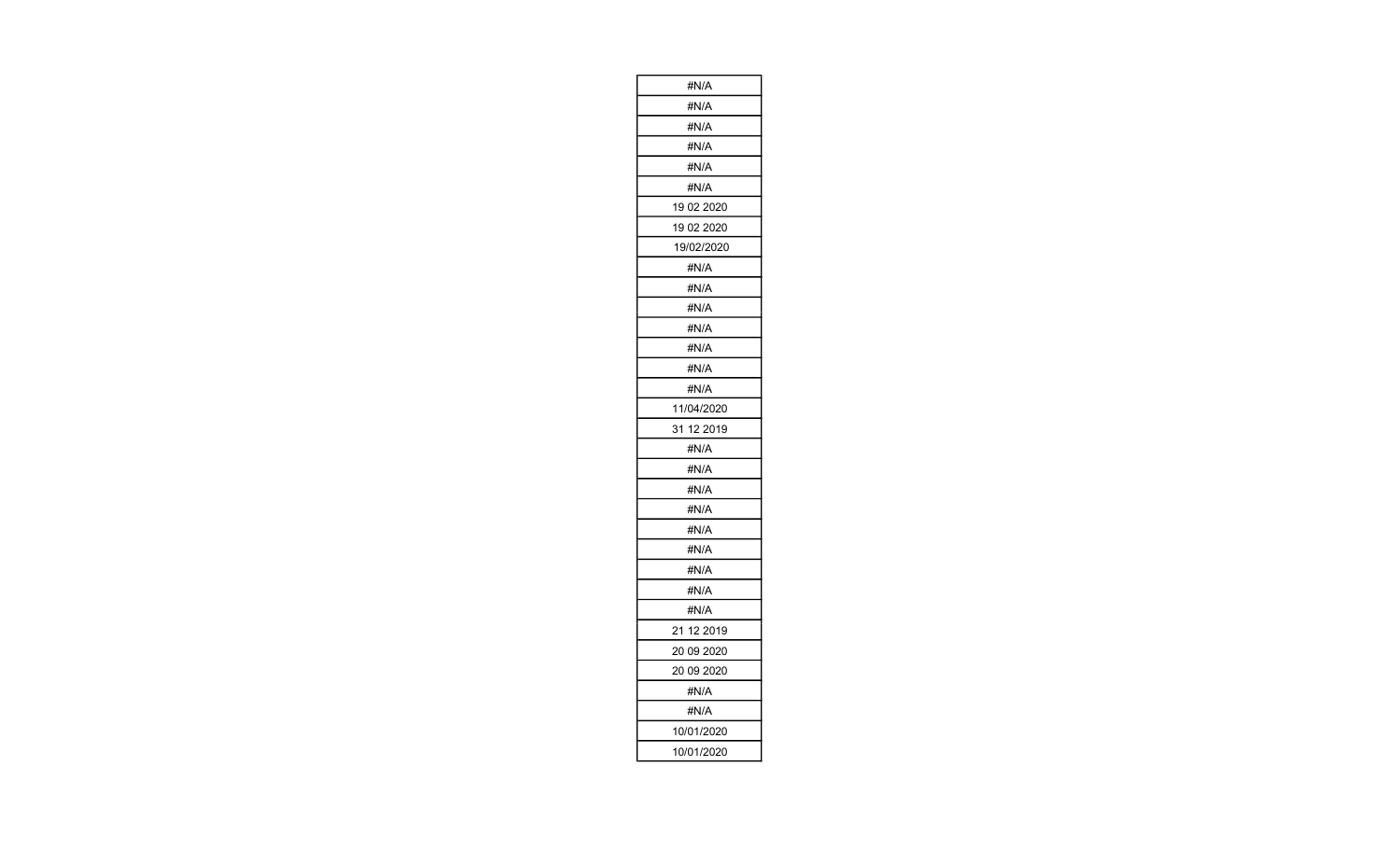| #N/A |
|---|
| #N/A |
| #N/A |
| #N/A |
| #N/A |
| #N/A |
| 19 02 2020 |
| 19 02 2020 |
| 19/02/2020 |
| #N/A |
| #N/A |
| #N/A |
| #N/A |
| #N/A |
| #N/A |
| #N/A |
| 11/04/2020 |
| 31 12 2019 |
| #N/A |
| #N/A |
| #N/A |
| #N/A |
| #N/A |
| #N/A |
| #N/A |
| #N/A |
| #N/A |
| 21 12 2019 |
| 20 09 2020 |
| 20 09 2020 |
| #N/A |
| #N/A |
| 10/01/2020 |
| 10/01/2020 |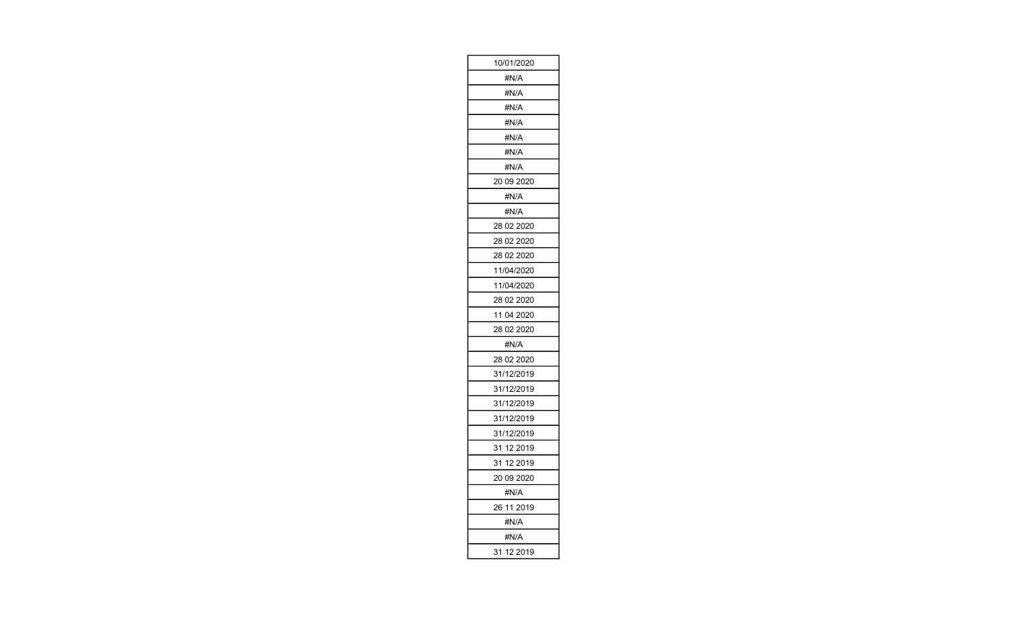| 10/01/2020 |
|---|
| #N/A |
| #N/A |
| #N/A |
| #N/A |
| #N/A |
| #N/A |
| #N/A |
| 20 09 2020 |
| #N/A |
| #N/A |
| 28 02 2020 |
| 28 02 2020 |
| 28 02 2020 |
| 11/04/2020 |
| 11/04/2020 |
| 28 02 2020 |
| 11 04 2020 |
| 28 02 2020 |
| #N/A |
| 28 02 2020 |
| 31/12/2019 |
| 31/12/2019 |
| 31/12/2019 |
| 31/12/2019 |
| 31/12/2019 |
| 31 12 2019 |
| 31 12 2019 |
| 20 09 2020 |
| #N/A |
| 26 11 2019 |
| #N/A |
| #N/A |
| 31 12 2019 |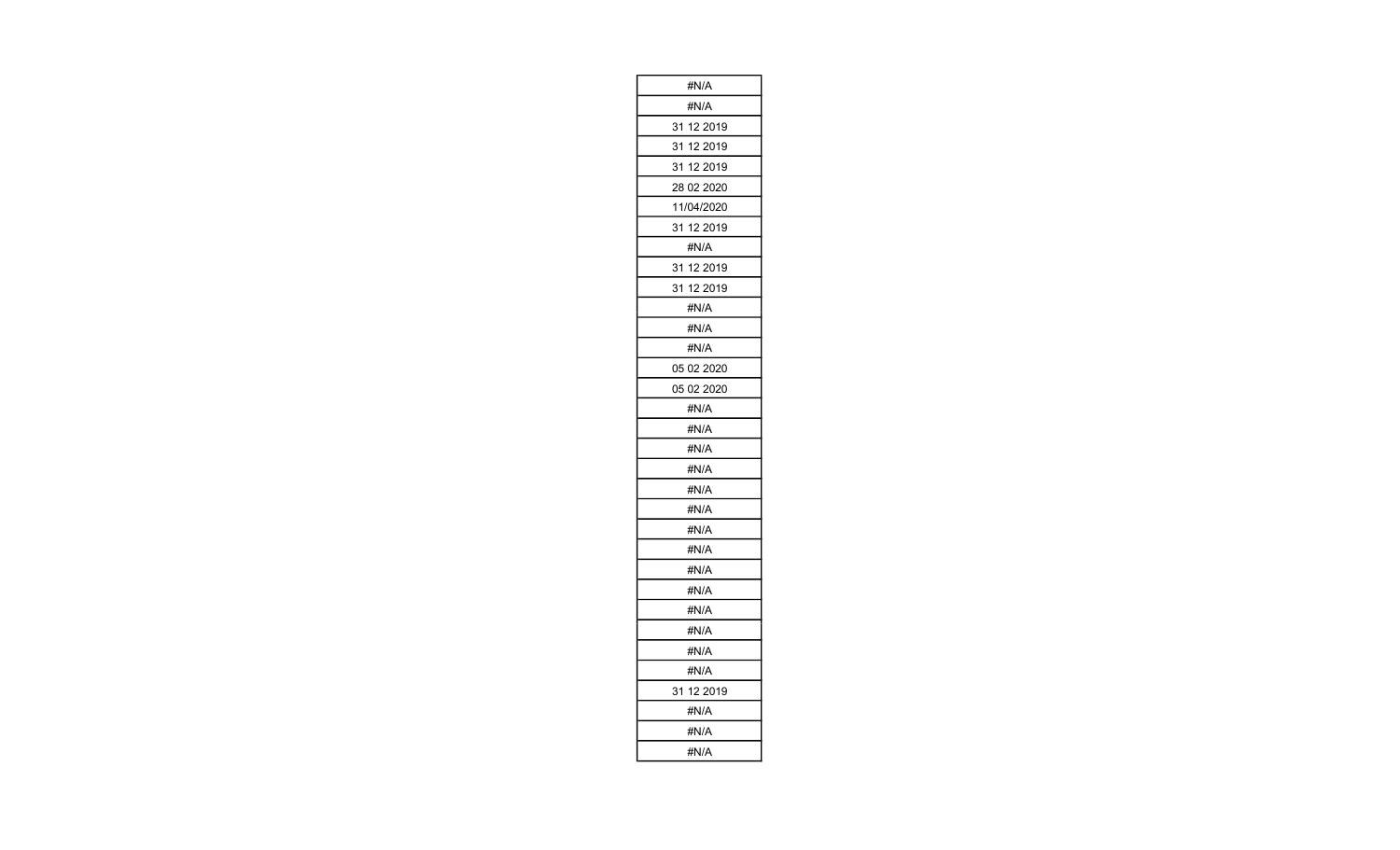| #N/A |
| --- |
| #N/A |
| 31 12 2019 |
| 31 12 2019 |
| 31 12 2019 |
| 28 02 2020 |
| 11/04/2020 |
| 31 12 2019 |
| #N/A |
| 31 12 2019 |
| 31 12 2019 |
| #N/A |
| #N/A |
| #N/A |
| 05 02 2020 |
| 05 02 2020 |
| #N/A |
| #N/A |
| #N/A |
| #N/A |
| #N/A |
| #N/A |
| #N/A |
| #N/A |
| #N/A |
| #N/A |
| #N/A |
| #N/A |
| #N/A |
| #N/A |
| 31 12 2019 |
| #N/A |
| #N/A |
| #N/A |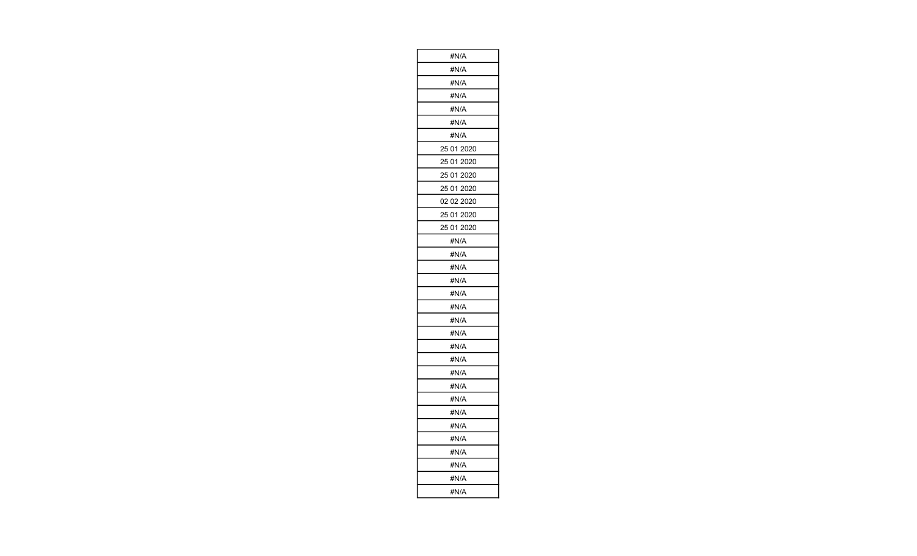| #N/A |
| --- |
| #N/A |
| #N/A |
| #N/A |
| #N/A |
| #N/A |
| #N/A |
| 25 01 2020 |
| 25 01 2020 |
| 25 01 2020 |
| 25 01 2020 |
| 02 02 2020 |
| 25 01 2020 |
| 25 01 2020 |
| #N/A |
| #N/A |
| #N/A |
| #N/A |
| #N/A |
| #N/A |
| #N/A |
| #N/A |
| #N/A |
| #N/A |
| #N/A |
| #N/A |
| #N/A |
| #N/A |
| #N/A |
| #N/A |
| #N/A |
| #N/A |
| #N/A |
| #N/A |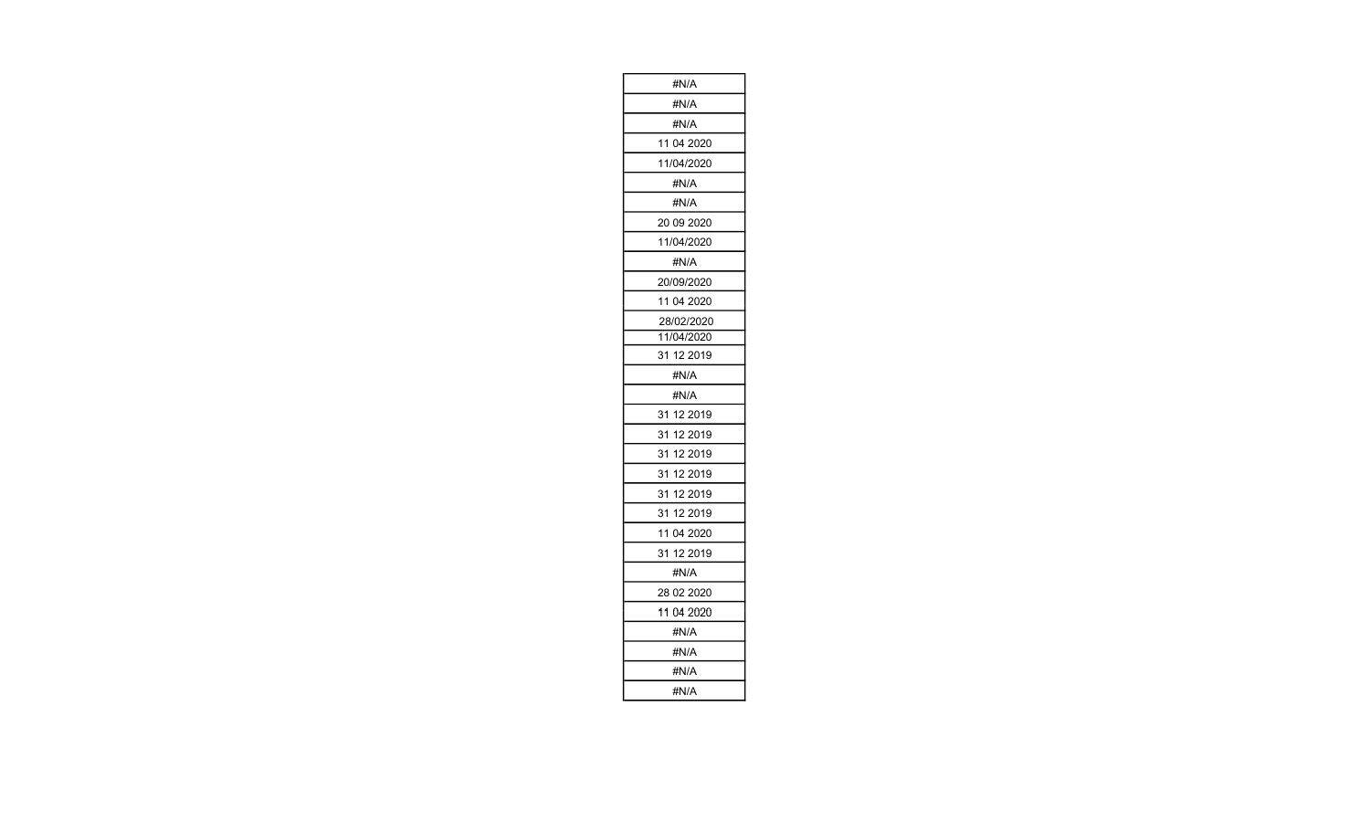| |
|---|
| #N/A |
| #N/A |
| #N/A |
| 11 04 2020 |
| 11/04/2020 |
| #N/A |
| #N/A |
| 20 09 2020 |
| 11/04/2020 |
| #N/A |
| 20/09/2020 |
| 11 04 2020 |
| 28/02/2020 |
| 11/04/2020 |
| 31 12 2019 |
| #N/A |
| #N/A |
| 31 12 2019 |
| 31 12 2019 |
| 31 12 2019 |
| 31 12 2019 |
| 31 12 2019 |
| 31 12 2019 |
| 11 04 2020 |
| 31 12 2019 |
| #N/A |
| 28 02 2020 |
| 11 04 2020 |
| #N/A |
| #N/A |
| #N/A |
| #N/A |